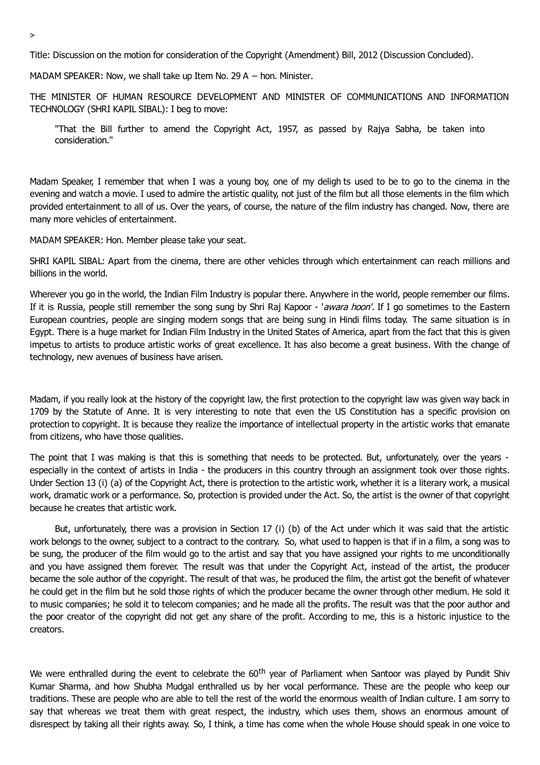>

Title: Discussion on the motion for consideration of the Copyright (Amendment) Bill, 2012 (Discussion Concluded).

MADAM SPEAKER: Now, we shall take up Item No. 29 A – hon. Minister.

THE MINISTER OF HUMAN RESOURCE DEVELOPMENT AND MINISTER OF COMMUNICATIONS AND INFORMATION TECHNOLOGY (SHRI KAPIL SIBAL): I beg to move:

> "That the Bill further to amend the Copyright Act, 1957, as passed by Rajya Sabha, be taken into consideration."

Madam Speaker, I remember that when I was a young boy, one of my deligh ts used to be to go to the cinema in the evening and watch a movie. I used to admire the artistic quality, not just of the film but all those elements in the film which provided entertainment to all of us. Over the years, of course, the nature of the film industry has changed. Now, there are many more vehicles of entertainment.

MADAM SPEAKER: Hon. Member please take your seat.

SHRI KAPIL SIBAL: Apart from the cinema, there are other vehicles through which entertainment can reach millions and billions in the world.

Wherever you go in the world, the Indian Film Industry is popular there. Anywhere in the world, people remember our films. If it is Russia, people still remember the song sung by Shri Raj Kapoor - '*awara hoon'.* If I go sometimes to the Eastern European countries, people are singing modern songs that are being sung in Hindi films today. The same situation is in Egypt. There is a huge market for Indian Film Industry in the United States of America, apart from the fact that this is given impetus to artists to produce artistic works of great excellence. It has also become a great business. With the change of technology, new avenues of business have arisen.

Madam, if you really look at the history of the copyright law, the first protection to the copyright law was given way back in 1709 by the Statute of Anne. It is very interesting to note that even the US Constitution has a specific provision on protection to copyright. It is because they realize the importance of intellectual property in the artistic works that emanate from citizens, who have those qualities.

The point that I was making is that this is something that needs to be protected. But, unfortunately, over the years - especially in the context of artists in India - the producers in this country through an assignment took over those rights. Under Section 13 (i) (a) of the Copyright Act, there is protection to the artistic work, whether it is a literary work, a musical work, dramatic work or a performance. So, protection is provided under the Act. So, the artist is the owner of that copyright because he creates that artistic work.

But, unfortunately, there was a provision in Section 17 (i) (b) of the Act under which it was said that the artistic work belongs to the owner, subject to a contract to the contrary. So, what used to happen is that if in a film, a song was to be sung, the producer of the film would go to the artist and say that you have assigned your rights to me unconditionally and you have assigned them forever. The result was that under the Copyright Act, instead of the artist, the producer became the sole author of the copyright. The result of that was, he produced the film, the artist got the benefit of whatever he could get in the film but he sold those rights of which the producer became the owner through other medium. He sold it to music companies; he sold it to telecom companies; and he made all the profits. The result was that the poor author and the poor creator of the copyright did not get any share of the profit. According to me, this is a historic injustice to the creators.

We were enthralled during the event to celebrate the 60th year of Parliament when Santoor was played by Pundit Shiv Kumar Sharma, and how Shubha Mudgal enthralled us by her vocal performance. These are the people who keep our traditions. These are people who are able to tell the rest of the world the enormous wealth of Indian culture. I am sorry to say that whereas we treat them with great respect, the industry, which uses them, shows an enormous amount of disrespect by taking all their rights away. So, I think, a time has come when the whole House should speak in one voice to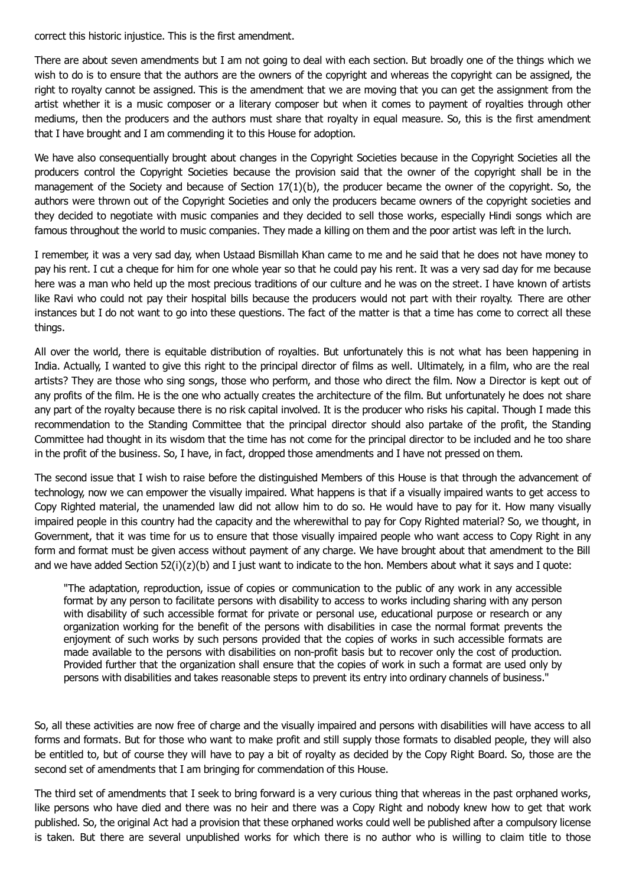correct this historic injustice. This is the first amendment.

There are about seven amendments but I am not going to deal with each section. But broadly one of the things which we wish to do is to ensure that the authors are the owners of the copyright and whereas the copyright can be assigned, the right to royalty cannot be assigned. This is the amendment that we are moving that you can get the assignment from the artist whether it is a music composer or a literary composer but when it comes to payment of royalties through other mediums, then the producers and the authors must share that royalty in equal measure. So, this is the first amendment that I have brought and I am commending it to this House for adoption.

We have also consequentially brought about changes in the Copyright Societies because in the Copyright Societies all the producers control the Copyright Societies because the provision said that the owner of the copyright shall be in the management of the Society and because of Section 17(1)(b), the producer became the owner of the copyright. So, the authors were thrown out of the Copyright Societies and only the producers became owners of the copyright societies and they decided to negotiate with music companies and they decided to sell those works, especially Hindi songs which are famous throughout the world to music companies. They made a killing on them and the poor artist was left in the lurch.

I remember, it was a very sad day, when Ustaad Bismillah Khan came to me and he said that he does not have money to pay his rent. I cut a cheque for him for one whole year so that he could pay his rent. It was a very sad day for me because here was a man who held up the most precious traditions of our culture and he was on the street. I have known of artists like Ravi who could not pay their hospital bills because the producers would not part with their royalty. There are other instances but I do not want to go into these questions. The fact of the matter is that a time has come to correct all these things.

All over the world, there is equitable distribution of royalties. But unfortunately this is not what has been happening in India. Actually, I wanted to give this right to the principal director of films as well. Ultimately, in a film, who are the real artists? They are those who sing songs, those who perform, and those who direct the film. Now a Director is kept out of any profits of the film. He is the one who actually creates the architecture of the film. But unfortunately he does not share any part of the royalty because there is no risk capital involved. It is the producer who risks his capital. Though I made this recommendation to the Standing Committee that the principal director should also partake of the profit, the Standing Committee had thought in its wisdom that the time has not come for the principal director to be included and he too share in the profit of the business. So, I have, in fact, dropped those amendments and I have not pressed on them.

The second issue that I wish to raise before the distinguished Members of this House is that through the advancement of technology, now we can empower the visually impaired. What happens is that if a visually impaired wants to get access to Copy Righted material, the unamended law did not allow him to do so. He would have to pay for it. How many visually impaired people in this country had the capacity and the wherewithal to pay for Copy Righted material? So, we thought, in Government, that it was time for us to ensure that those visually impaired people who want access to Copy Right in any form and format must be given access without payment of any charge. We have brought about that amendment to the Bill and we have added Section 52(i)(z)(b) and I just want to indicate to the hon. Members about what it says and I quote:

> "The adaptation, reproduction, issue of copies or communication to the public of any work in any accessible format by any person to facilitate persons with disability to access to works including sharing with any person with disability of such accessible format for private or personal use, educational purpose or research or any organization working for the benefit of the persons with disabilities in case the normal format prevents the enjoyment of such works by such persons provided that the copies of works in such accessible formats are made available to the persons with disabilities on non-profit basis but to recover only the cost of production. Provided further that the organization shall ensure that the copies of work in such a format are used only by persons with disabilities and takes reasonable steps to prevent its entry into ordinary channels of business."

So, all these activities are now free of charge and the visually impaired and persons with disabilities will have access to all forms and formats. But for those who want to make profit and still supply those formats to disabled people, they will also be entitled to, but of course they will have to pay a bit of royalty as decided by the Copy Right Board. So, those are the second set of amendments that I am bringing for commendation of this House.

The third set of amendments that I seek to bring forward is a very curious thing that whereas in the past orphaned works, like persons who have died and there was no heir and there was a Copy Right and nobody knew how to get that work published. So, the original Act had a provision that these orphaned works could well be published after a compulsory license is taken. But there are several unpublished works for which there is no author who is willing to claim title to those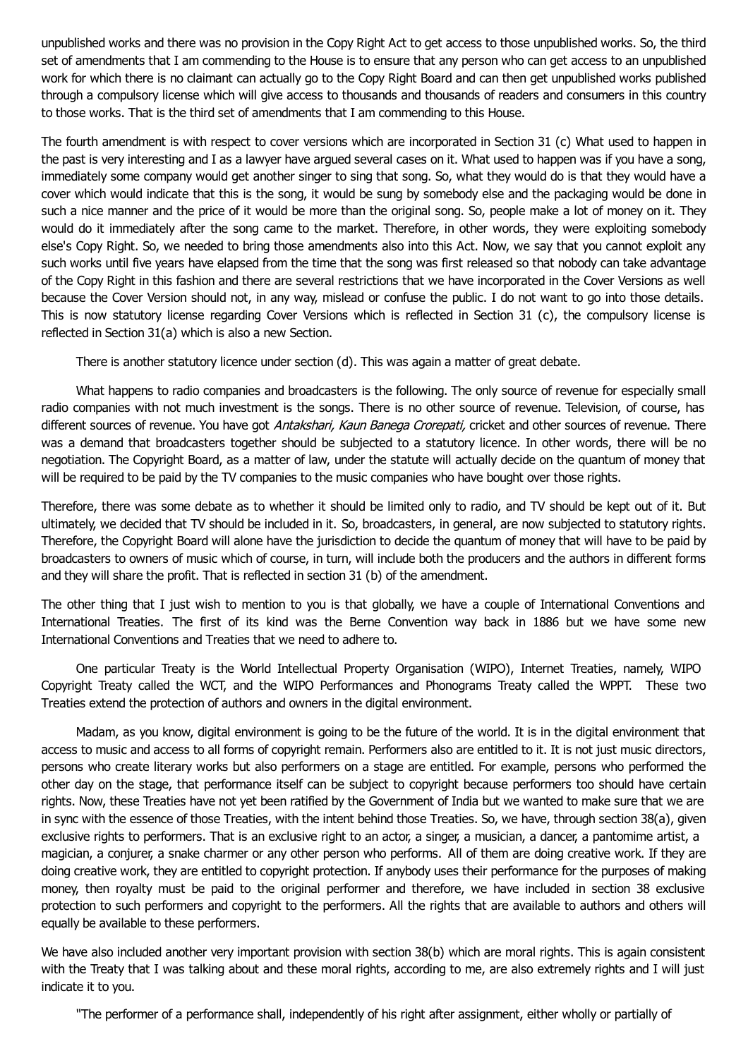unpublished works and there was no provision in the Copy Right Act to get access to those unpublished works. So, the third set of amendments that I am commending to the House is to ensure that any person who can get access to an unpublished work for which there is no claimant can actually go to the Copy Right Board and can then get unpublished works published through a compulsory license which will give access to thousands and thousands of readers and consumers in this country to those works. That is the third set of amendments that I am commending to this House.

The fourth amendment is with respect to cover versions which are incorporated in Section 31 (c) What used to happen in the past is very interesting and I as a lawyer have argued several cases on it. What used to happen was if you have a song, immediately some company would get another singer to sing that song. So, what they would do is that they would have a cover which would indicate that this is the song, it would be sung by somebody else and the packaging would be done in such a nice manner and the price of it would be more than the original song. So, people make a lot of money on it. They would do it immediately after the song came to the market. Therefore, in other words, they were exploiting somebody else's Copy Right. So, we needed to bring those amendments also into this Act. Now, we say that you cannot exploit any such works until five years have elapsed from the time that the song was first released so that nobody can take advantage of the Copy Right in this fashion and there are several restrictions that we have incorporated in the Cover Versions as well because the Cover Version should not, in any way, mislead or confuse the public. I do not want to go into those details. This is now statutory license regarding Cover Versions which is reflected in Section 31 (c), the compulsory license is reflected in Section 31(a) which is also a new Section.

There is another statutory licence under section (d). This was again a matter of great debate.

What happens to radio companies and broadcasters is the following. The only source of revenue for especially small radio companies with not much investment is the songs. There is no other source of revenue. Television, of course, has different sources of revenue. You have got *Antakshari, Kaun Banega Crorepati,* cricket and other sources of revenue. There was a demand that broadcasters together should be subjected to a statutory licence. In other words, there will be no negotiation. The Copyright Board, as a matter of law, under the statute will actually decide on the quantum of money that will be required to be paid by the TV companies to the music companies who have bought over those rights.

Therefore, there was some debate as to whether it should be limited only to radio, and TV should be kept out of it. But ultimately, we decided that TV should be included in it. So, broadcasters, in general, are now subjected to statutory rights. Therefore, the Copyright Board will alone have the jurisdiction to decide the quantum of money that will have to be paid by broadcasters to owners of music which of course, in turn, will include both the producers and the authors in different forms and they will share the profit. That is reflected in section 31 (b) of the amendment.

The other thing that I just wish to mention to you is that globally, we have a couple of International Conventions and International Treaties. The first of its kind was the Berne Convention way back in 1886 but we have some new International Conventions and Treaties that we need to adhere to.

One particular Treaty is the World Intellectual Property Organisation (WIPO), Internet Treaties, namely, WIPO Copyright Treaty called the WCT, and the WIPO Performances and Phonograms Treaty called the WPPT. These two Treaties extend the protection of authors and owners in the digital environment.

Madam, as you know, digital environment is going to be the future of the world. It is in the digital environment that access to music and access to all forms of copyright remain. Performers also are entitled to it. It is not just music directors, persons who create literary works but also performers on a stage are entitled. For example, persons who performed the other day on the stage, that performance itself can be subject to copyright because performers too should have certain rights. Now, these Treaties have not yet been ratified by the Government of India but we wanted to make sure that we are in sync with the essence of those Treaties, with the intent behind those Treaties. So, we have, through section 38(a), given exclusive rights to performers. That is an exclusive right to an actor, a singer, a musician, a dancer, a pantomime artist, a magician, a conjurer, a snake charmer or any other person who performs. All of them are doing creative work. If they are doing creative work, they are entitled to copyright protection. If anybody uses their performance for the purposes of making money, then royalty must be paid to the original performer and therefore, we have included in section 38 exclusive protection to such performers and copyright to the performers. All the rights that are available to authors and others will equally be available to these performers.

We have also included another very important provision with section 38(b) which are moral rights. This is again consistent with the Treaty that I was talking about and these moral rights, according to me, are also extremely rights and I will just indicate it to you.

"The performer of a performance shall, independently of his right after assignment, either wholly or partially of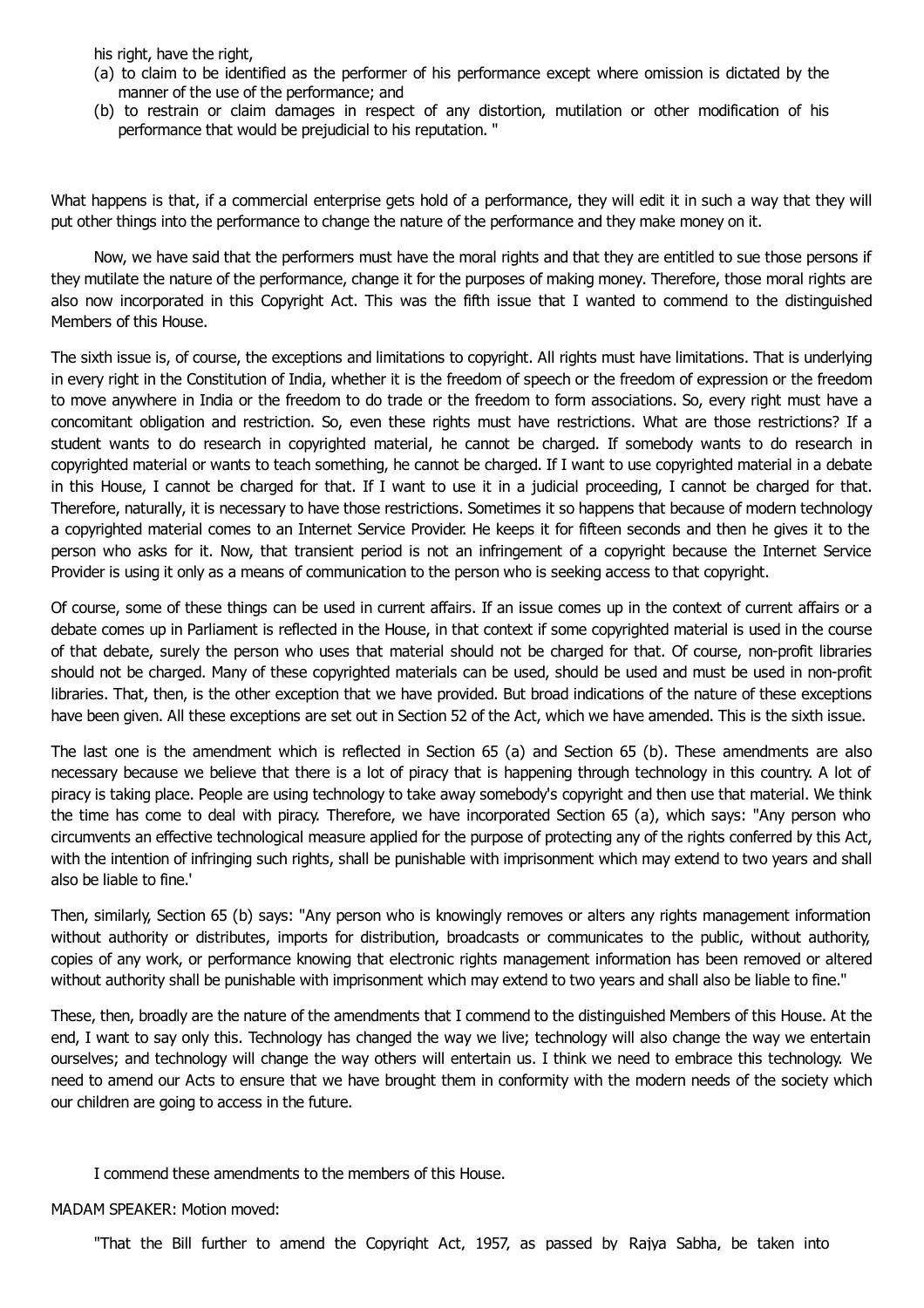his right, have the right,

(a) to claim to be identified as the performer of his performance except where omission is dictated by the manner of the use of the performance; and

(b) to restrain or claim damages in respect of any distortion, mutilation or other modification of his performance that would be prejudicial to his reputation. "

What happens is that, if a commercial enterprise gets hold of a performance, they will edit it in such a way that they will put other things into the performance to change the nature of the performance and they make money on it.

Now, we have said that the performers must have the moral rights and that they are entitled to sue those persons if they mutilate the nature of the performance, change it for the purposes of making money. Therefore, those moral rights are also now incorporated in this Copyright Act. This was the fifth issue that I wanted to commend to the distinguished Members of this House.

The sixth issue is, of course, the exceptions and limitations to copyright. All rights must have limitations. That is underlying in every right in the Constitution of India, whether it is the freedom of speech or the freedom of expression or the freedom to move anywhere in India or the freedom to do trade or the freedom to form associations. So, every right must have a concomitant obligation and restriction. So, even these rights must have restrictions. What are those restrictions? If a student wants to do research in copyrighted material, he cannot be charged. If somebody wants to do research in copyrighted material or wants to teach something, he cannot be charged. If I want to use copyrighted material in a debate in this House, I cannot be charged for that. If I want to use it in a judicial proceeding, I cannot be charged for that. Therefore, naturally, it is necessary to have those restrictions. Sometimes it so happens that because of modern technology a copyrighted material comes to an Internet Service Provider. He keeps it for fifteen seconds and then he gives it to the person who asks for it. Now, that transient period is not an infringement of a copyright because the Internet Service Provider is using it only as a means of communication to the person who is seeking access to that copyright.

Of course, some of these things can be used in current affairs. If an issue comes up in the context of current affairs or a debate comes up in Parliament is reflected in the House, in that context if some copyrighted material is used in the course of that debate, surely the person who uses that material should not be charged for that. Of course, non-profit libraries should not be charged. Many of these copyrighted materials can be used, should be used and must be used in non-profit libraries. That, then, is the other exception that we have provided. But broad indications of the nature of these exceptions have been given. All these exceptions are set out in Section 52 of the Act, which we have amended. This is the sixth issue.

The last one is the amendment which is reflected in Section 65 (a) and Section 65 (b). These amendments are also necessary because we believe that there is a lot of piracy that is happening through technology in this country. A lot of piracy is taking place. People are using technology to take away somebody's copyright and then use that material. We think the time has come to deal with piracy. Therefore, we have incorporated Section 65 (a), which says: "Any person who circumvents an effective technological measure applied for the purpose of protecting any of the rights conferred by this Act, with the intention of infringing such rights, shall be punishable with imprisonment which may extend to two years and shall also be liable to fine.'

Then, similarly, Section 65 (b) says: "Any person who is knowingly removes or alters any rights management information without authority or distributes, imports for distribution, broadcasts or communicates to the public, without authority, copies of any work, or performance knowing that electronic rights management information has been removed or altered without authority shall be punishable with imprisonment which may extend to two years and shall also be liable to fine."

These, then, broadly are the nature of the amendments that I commend to the distinguished Members of this House. At the end, I want to say only this. Technology has changed the way we live; technology will also change the way we entertain ourselves; and technology will change the way others will entertain us. I think we need to embrace this technology. We need to amend our Acts to ensure that we have brought them in conformity with the modern needs of the society which our children are going to access in the future.

I commend these amendments to the members of this House.

MADAM SPEAKER: Motion moved:

"That the Bill further to amend the Copyright Act, 1957, as passed by Rajya Sabha, be taken into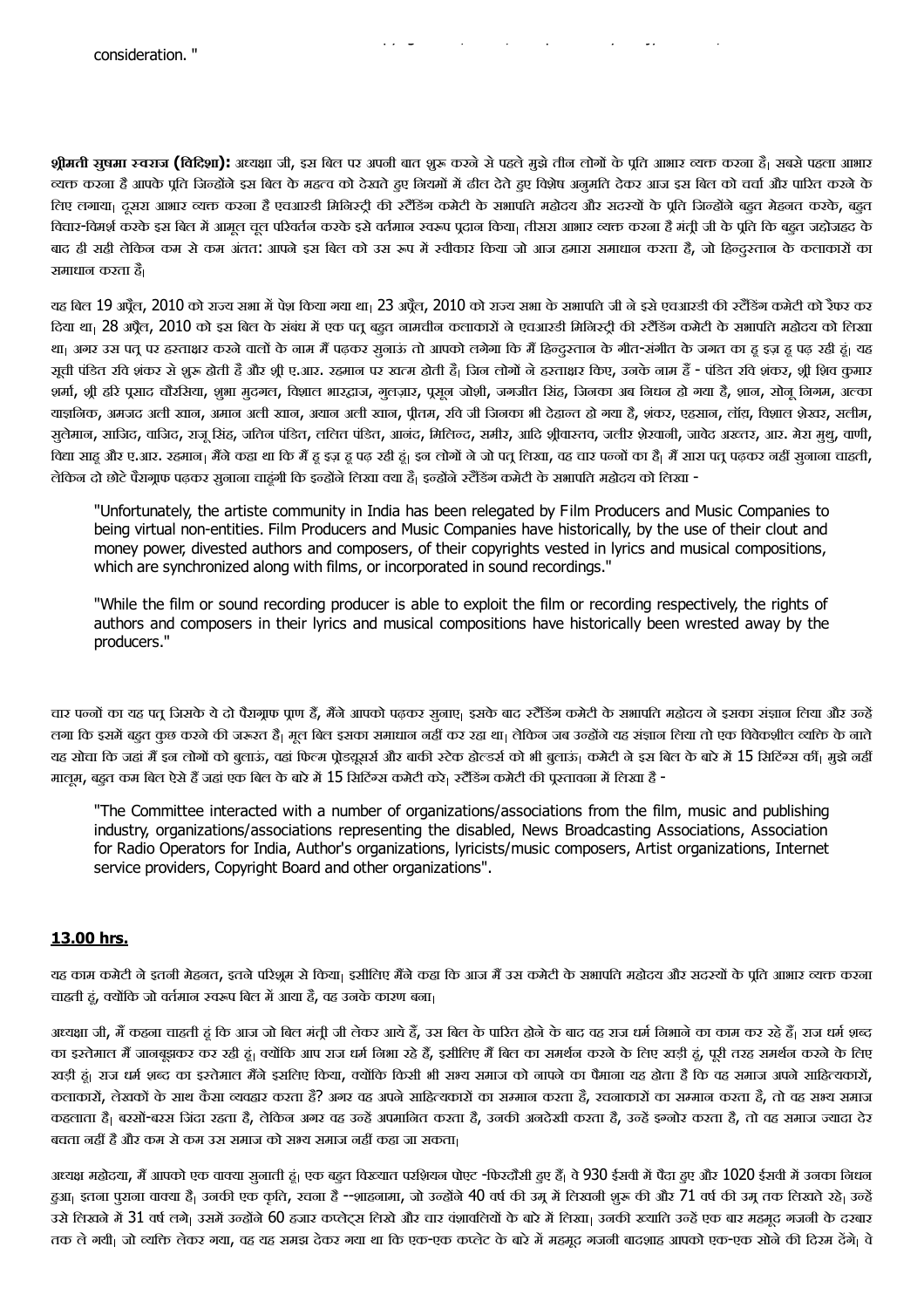consideration. "

**श्रीमती सुषमा स्वराज (विदिशा):** अध्यक्षा जी, इस बिल पर अपनी बात शुरू करने से पहले मुझे तीन लोगों के प्रति आभार व्यक्त करना है। सबसे पहला आभार व्यक्त करना है आपके प्रति जिन्होंने इस बिल के महत्व को देखते हुए नियमों में ढील देते हुए विशेष अनुमति देकर आज इस बिल को चर्चा और पारित करने के लिए लगाया। दूसरा आभार व्यक्त करना है एचआरडी मिनिस्ट्री की स्टैंडिंग कमेटी के सभापति महोदय और सदस्यों के प्रति जिन्होंने बहुत मेहनत करके, बहुत विचार-विमर्श करके इस बिल में आमूल चूल परिवर्तन करके इसे वर्तमान स्वरूप प्रदान किया। तीसरा आभार व्यक्त करना है मंत्री जी के प्रति कि बहुत जद्दोजहद के बाद ही सही लेकिन कम से कम अंततः आपने इस बिल को उस रूप में स्वीकार किया जो आज हमारा समाधान करता है, जो हिन्दुस्तान के कलाकारों का समाधान करता है।

यह बिल 19 अप्रैल, 2010 को राज्य सभा में पेश किया गया था। 23 अप्रैल, 2010 को राज्य सभा के सभापति जी ने इसे एचआरडी की स्टैंडिंग कमेटी को रैफर कर दिया था। 28 अप्रैल, 2010 को इस बिल के संबंध में एक पत्र बहुत नामचीन कलाकारों ने एचआरडी मिनिस्ट्री की स्टैंडिंग कमेटी के सभापति महोदय को लिखा था। अगर उस पत्र पर हस्ताक्षर करने वालों के नाम मैं पढ़कर सुनाऊं तो आपको लगेगा कि मैं हिन्दुस्तान के गीत-संगीत के जगत का हू इज़ हू पढ़ रही हूं। यह सूची पंडित रवि शंकर से शुरू होती है और श्री ए.आर. रहमान पर खत्म होती है। जिन लोगों ने हस्ताक्षर किए, उनके नाम हैं - पंडित रवि शंकर, श्री शिव कुमार शर्मा, श्री हरि प्रसाद चौरसिया, शुभा मुदगल, विशाल भारद्वाज, गुलज़ार, प्रसून जोशी, जगजीत सिंह, जिनका अब निधन हो गया है, शान, सोनू निगम, अल्का याज्ञनिक, अमजद अली खान, अमान अली खान, अयान अली खान, प्रीतम, रवि जी जिनका भी देहान्त हो गया है, शंकर, एहसान, लॉय, विशाल शेखर, सलीम, सुलेमान, साजिद, वाजिद, राजू सिंह, जतिन पंडित, ललित पंडित, आनंद, मिलिन्द, समीर, आदि श्रीवास्तव, जलीस शेरवानी, जावेद अख्तर, आर. मेरा मुथु, वाणी, विद्या साहू और ए.आर. रहमान। मैंने कहा था कि मैं हू इज़ हू पढ़ रही हूं। इन लोगों ने जो पत्र लिखा, वह चार पन्नों का है। मैं सारा पत्र पढ़कर नहीं सुनाना चाहती, लेकिन दो छोटे पैराग्राफ पढ़कर सुनाना चाहूंगी कि इन्होंने लिखा क्या है। इन्होंने स्टैंडिंग कमेटी के सभापति महोदय को लिखा -

> "Unfortunately, the artiste community in India has been relegated by Film Producers and Music Companies to being virtual non-entities. Film Producers and Music Companies have historically, by the use of their clout and money power, divested authors and composers, of their copyrights vested in lyrics and musical compositions, which are synchronized along with films, or incorporated in sound recordings."

> "While the film or sound recording producer is able to exploit the film or recording respectively, the rights of authors and composers in their lyrics and musical compositions have historically been wrested away by the producers."

चार पन्नों का यह पत्र जिसके ये दो पैराग्राफ प्राण हैं, मैंने आपको पढ़कर सुनाए। इसके बाद स्टैंडिंग कमेटी के सभापति महोदय ने इसका संज्ञान लिया और उन्हें लगा कि इसमें बहुत कुछ करने की जरूरत है। मूल बिल इसका समाधान नहीं कर रहा था। लेकिन जब उन्होंने यह संज्ञान लिया तो एक विवेकशील व्यक्ति के नाते यह सोचा कि जहां मैं इन लोगों को बुलाऊं, वहां फिल्म प्रोड्यूसर्स और बाकी स्टेक होल्डर्स को भी बुलाऊं। कमेटी ने इस बिल के बारे में 15 सिटिंग्स कीं। मुझे नहीं मालूम, बहुत कम बिल ऐसे हैं जहां एक बिल के बारे में 15 सिटिंग्स कमेटी करे। स्टैंडिंग कमेटी की प्रस्तावना में लिखा है -

> "The Committee interacted with a number of organizations/associations from the film, music and publishing industry, organizations/associations representing the disabled, News Broadcasting Associations, Association for Radio Operators for India, Author's organizations, lyricists/music composers, Artist organizations, Internet service providers, Copyright Board and other organizations".

**<u>13.00 hrs.</u>**

यह काम कमेटी ने इतनी मेहनत, इतने परिश्रम से किया। इसीलिए मैंने कहा कि आज मैं उस कमेटी के सभापति महोदय और सदस्यों के प्रति आभार व्यक्त करना चाहती हूं, क्योंकि जो वर्तमान स्वरूप बिल में आया है, वह उनके कारण बना।

अध्यक्षा जी, मैं कहना चाहती हूं कि आज जो बिल मंत्री जी लेकर आये हैं, उस बिल के पारित होने के बाद वह राज धर्म निभाने का काम कर रहे हैं। राज धर्म शब्द का इस्तेमाल मैं जानबूझकर कर रही हूं। क्योंकि आप राज धर्म निभा रहे हैं, इसीलिए मैं बिल का समर्थन करने के लिए खड़ी हूं, पूरी तरह समर्थन करने के लिए खड़ी हूं। राज धर्म शब्द का इस्तेमाल मैंने इसलिए किया, क्योंकि किसी भी सभ्य समाज को नापने का पैमाना यह होता है कि वह समाज अपने साहित्यकारों, कलाकारों, लेखकों के साथ कैसा व्यवहार करता है? अगर वह अपने साहित्यकारों का सम्मान करता है, रचनाकारों का सम्मान करता है, तो वह सभ्य समाज कहलाता है। बरसों-बरस जिंदा रहता है, लेकिन अगर वह उन्हें अपमानित करता है, उनकी अनदेखी करता है, उन्हें इग्नोर करता है, तो वह समाज ज्यादा देर बचता नहीं है और कम से कम उस समाज को सभ्य समाज नहीं कहा जा सकता।

अध्यक्ष महोदया, मैं आपको एक वाक्या सुनाती हूं। एक बहुत विख्यात परशियन पोएट -फिरदौसी हुए हैं। वे 930 ईसवी में पैदा हुए और 1020 ईसवी में उनका निधन हुआ। इतना पुराना वाक्या है। उनकी एक कृति, रचना है --शाहनामा, जो उन्होंने 40 वर्ष की उम्र में लिखनी शुरू की और 71 वर्ष की उम्र तक लिखते रहे। उन्हें उसे लिखने में 31 वर्ष लगे। उसमें उन्होंने 60 हजार कप्लेट्स लिखे और चार वंशावलियों के बारे में लिखा। उनकी ख्याति उन्हें एक बार महमूद गजनी के दरबार तक ले गयी। जो व्यक्ति लेकर गया, वह यह समझ देकर गया था कि एक-एक कप्लेट के बारे में महमूद गजनी बादशाह आपको एक-एक सोने की दिरम देंगे। वे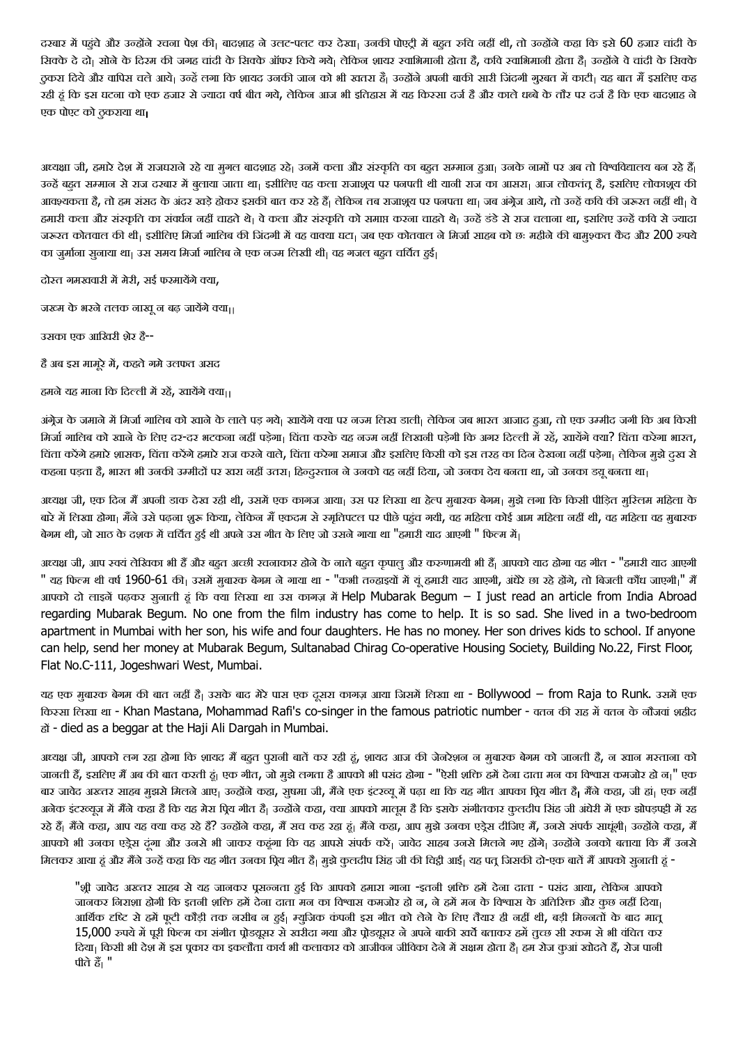दरबार में पहुंचे और उन्होंने रचना पेश की। बादशाह ने उलट-पलट कर देखा। उनकी पोएट्री में बहुत रुचि नहीं थी, तो उन्होंने कहा कि इसे 60 हजार चांदी के सिक्के दे दो। सोने के दिरम की जगह चांदी के सिक्के ऑफर किये गये। लेकिन शायर स्वाभिमानी होता है, कवि स्वाभिमानी होता है। उन्होंने वे चांदी के सिक्के ठुकरा दिये और वापिस चले आये। उन्हें लगा कि शायद उनकी जान को भी खतरा है। उन्होंने अपनी बाकी सारी जिंदगी गुरबत में काटी। यह बात मैं इसलिए कह रही हूं कि इस घटना को एक हजार से ज्यादा वर्ष बीत गये, लेकिन आज भी इतिहास में यह किस्सा दर्ज है और काले धब्बे के तौर पर दर्ज है कि एक बादशाह ने एक पोएट को ठुकराया था।

अध्यक्षा जी, हमारे देश में राजघराने रहे या मुगल बादशाह रहे। उनमें कला और संस्कृति का बहुत सम्मान हुआ। उनके नामों पर अब तो विश्वविद्यालय बन रहे हैं। उन्हें बहुत सम्मान से राज दरबार में बुलाया जाता था। इसीलिए वह कला राजाश्रय पर पनपती थी यानी राज का आसरा। आज लोकतंत्र है, इसलिए लोकाश्रय की आवश्यकता है, तो हम संसद के अंदर खड़े होकर इसकी बात कर रहे हैं। लेकिन तब राजाश्रय पर पनपता था। जब अंग्रेज आये, तो उन्हें कवि की जरूरत नहीं थी। वे हमारी कला और संस्कृति का संवर्धन नहीं चाहते थे। वे कला और संस्कृति को समाप्त करना चाहते थे। उन्हें डंडे से राज चलाना था, इसलिए उन्हें कवि से ज्यादा जरूरत कोतवाल की थी। इसीलिए मिर्जा गालिब की जिंदगी में वह वाक्या घटा। जब एक कोतवाल ने मिर्जा साहब को छः महीने की बामुश्कत कैद और 200 रुपये का जुर्माना सुनाया था। उस समय मिर्जा गालिब ने एक नज्म लिखी थी। वह गजल बहुत चर्चित हुई।

दोस्त गमखवारी में मेरी, सई फरमायेंगे क्या,

जख्म के भरने तलक नाखू न बढ़ जायेंगे क्या।।

उसका एक आखिरी शेर है--

है अब इस मामूरे में, कहते गमे उलफत असद

हमने यह माना कि दिल्ली में रहें, खायेंगे क्या।।

अंग्रेज के जमाने में मिर्जा गालिब को खाने के लाले पड़ गये। खायेंगे क्या पर नज्म लिख डाली। लेकिन जब भारत आजाद हुआ, तो एक उम्मीद जगी कि अब किसी मिर्जा गालिब को खाने के लिए दर-दर भटकना नहीं पड़ेगा। चिंता करके यह नज्म नहीं लिखनी पड़ेगी कि अगर दिल्ली में रहें, खायेंगे क्या? चिंता करेगा भारत, चिंता करेंगे हमारे शासक, चिंता करेंगे हमारे राज करने वाले, चिंता करेगा समाज और इसलिए किसी को इस तरह का दिन देखना नहीं पड़ेगा। लेकिन मुझे दुख से कहना पड़ता है, भारत भी उनकी उम्मीदों पर खरा नहीं उतरा। हिन्दुस्तान ने उनको वह नहीं दिया, जो उनका देय बनता था, जो उनका ड्यू बनता था।

अध्यक्ष जी, एक दिन मैं अपनी डाक देख रही थी, उसमें एक कागज आया। उस पर लिखा था हेल्प मुबारक बेगम। मुझे लगा कि किसी पीड़ित मुस्लिम महिला के बारे में लिखा होगा। मैंने उसे पढ़ना शुरू किया, लेकिन मैं एकदम से स्मृतिपटल पर पीछे पहुंच गयी, वह महिला कोई आम महिला नहीं थी, वह महिला वह मुबारक बेगम थी, जो साठ के दशक में चर्चित हुई थी अपने उस गीत के लिए जो उसने गाया था "हमारी याद आएगी " फिल्म में।

अध्यक्ष जी, आप स्वयं लेखिका भी हैं और बहुत अच्छी रचनाकार होने के नाते बहुत कृपालु और करुणामयी भी हैं। आपको याद होगा वह गीत - "हमारी याद आएगी " यह फिल्म थी वर्ष 1960-61 की। उसमें मुबारक बेगम ने गाया था - "कभी तन्हाइयों में यूं हमारी याद आएगी, अंधेरे छा रहे होंगे, तो बिजली कौंध जाएगी।" मैं आपको दो लाइनें पढ़कर सुनाती हूं कि क्या लिखा था उस कागज़ में Help Mubarak Begum – I just read an article from India Abroad regarding Mubarak Begum. No one from the film industry has come to help. It is so sad. She lived in a two-bedroom apartment in Mumbai with her son, his wife and four daughters. He has no money. Her son drives kids to school. If anyone can help, send her money at Mubarak Begum, Sultanabad Chirag Co-operative Housing Society, Building No.22, First Floor, Flat No.C-111, Jogeshwari West, Mumbai.

यह एक मुबारक बेगम की बात नहीं है। उसके बाद मेरे पास एक दूसरा कागज़ आया जिसमें लिखा था - Bollywood – from Raja to Runk. उसमें एक किस्सा लिखा था - Khan Mastana, Mohammad Rafi's co-singer in the famous patriotic number - वतन की राह में वतन के नौजवां शहीद हों - died as a beggar at the Haji Ali Dargah in Mumbai.

अध्यक्ष जी, आपको लग रहा होगा कि शायद मैं बहुत पुरानी बातें कर रही हूं, शायद आज की जेनरेशन न मुबारक बेगम को जानती है, न खान मस्ताना को जानती है, इसलिए मैं अब की बात करती हूं। एक गीत, जो मुझे लगता है आपको भी पसंद होगा - "ऐसी शक्ति हमें देना दाता मन का विश्वास कमजोर हो न।" एक बार जावेद अख्तर साहब मुझसे मिलने आए। उन्होंने कहा, सुषमा जी, मैंने एक इंटरव्यू में पढ़ा था कि यह गीत आपका प्रिय गीत है। मैंने कहा, जी हां। एक नहीं अनेक इंटरव्यूज़ में मैंने कहा है कि यह मेरा प्रिय गीत है। उन्होंने कहा, क्या आपको मालूम है कि इसके संगीतकार कुलदीप सिंह जी अंधेरी में एक झोपड़पट्टी में रह रहे हैं। मैंने कहा, आप यह क्या कह रहे हैं? उन्होंने कहा, मैं सच कह रहा हूं। मैंने कहा, आप मुझे उनका एड्रेस दीजिए मैं, उनसे संपर्क साधूंगी। उन्होंने कहा, मैं आपको भी उनका एड्रेस दूंगा और उनसे भी जाकर कहूंगा कि वह आपसे संपर्क करें। जावेद साहब उनसे मिलने गए होंगे। उन्होंने उनको बताया कि मैं उनसे मिलकर आया हूं और मैंने उन्हें कहा कि यह गीत उनका प्रिय गीत है। मुझे कुलदीप सिंह जी की चिट्ठी आई। यह पत्र जिसकी दो-एक बातें मैं आपको सुनाती हूं -

> "श्री जावेद अख्तर साहब से यह जानकर प्रसन्नता हुई कि आपको हमारा गाना -इतनी शक्ति हमें देना दाता - पसंद आया, लेकिन आपको जानकर निराशा होगी कि इतनी शक्ति हमें देना दाता मन का विश्वास कमजोर हो न, ने हमें मन के विश्वास के अतिरिक्त और कुछ नहीं दिया। आर्थिक दृष्टि से हमें फूटी कौड़ी तक नसीब न हुई। म्युज़िक कंपनी इस गीत को लेने के लिए तैयार ही नहीं थी, बड़ी मिन्नतों के बाद मात्र 15,000 रुपये में पूरी फिल्म का संगीत प्रोड्यूसर से खरीदा गया और प्रोड्यूसर ने अपने बाकी खर्चे बताकर हमें तुच्छ सी रकम से भी वंचित कर दिया। किसी भी देश में इस प्रकार का इकलौता कार्य भी कलाकार को आजीवन जीविका देने में सक्षम होता है। हम रोज कुआं खोदते हैं, रोज पानी पीते हैं। "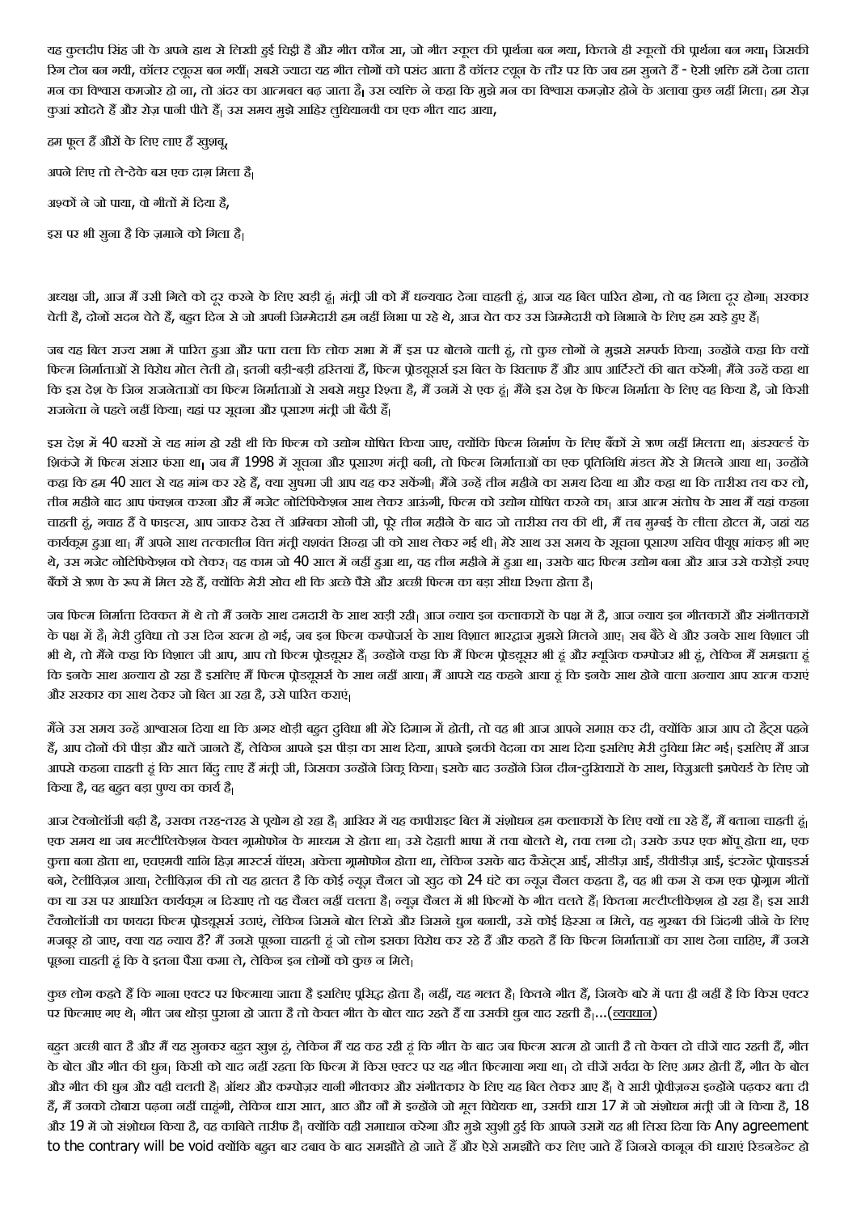यह कुलदीप सिंह जी के अपने हाथ से लिखी हुई चिट्ठी है और गीत कौन सा, जो गीत स्कूल की प्रार्थना बन गया, कितने ही स्कूलों की प्रार्थना बन गया। जिसकी रिंग टोन बन गयी, कॉलर ट्यून्स बन गयीं। सबसे ज्यादा यह गीत लोगों को पसंद आता है कॉलर ट्यून के तौर पर कि जब हम सुनते हैं - ऐसी शक्ति हमें देना दाता मन का विश्वास कमजोर हो ना, तो अंदर का आत्मबल बढ़ जाता है। उस व्यक्ति ने कहा कि मुझे मन का विश्वास कमज़ोर होने के अलावा कुछ नहीं मिला। हम रोज़ कुआं खोदते हैं और रोज़ पानी पीते हैं। उस समय मुझे साहिर लुधियानवी का एक गीत याद आया,

हम फूल हैं औरों के लिए लाए हैं खुशबू,

अपने लिए तो ले-देके बस एक दाग़ मिला है,

अश्कों ने जो पाया, वो गीतों में दिया है,

इस पर भी सुना है कि ज़माने को गिला है।

अध्यक्ष जी, आज मैं उसी गिले को दूर करने के लिए खड़ी हूं। मंत्री जी को मैं धन्यवाद देना चाहती हूं, आज यह बिल पारित होगा, तो वह गिला दूर होगा। सरकार चेती है, दोनों सदन चेते हैं, बहुत दिन से जो अपनी जिम्मेदारी हम नहीं निभा पा रहे थे, आज चेत कर उस जिम्मेदारी को निभाने के लिए हम खड़े हुए हैं।

जब यह बिल राज्य सभा में पारित हुआ और पता चला कि लोक सभा में मैं इस पर बोलने वाली हूं, तो कुछ लोगों ने मुझसे सम्पर्क किया। उन्होंने कहा कि क्यों फिल्म निर्माताओं से विरोध मोल लेती हो, इतनी बड़ी-बड़ी हस्तियां हैं, फिल्म प्रोड्यूसर्स इस बिल के खिलाफ हैं और आप आर्टिस्टों की बात करेंगी। मैंने उन्हें कहा था कि इस देश के जिन राजनेताओं का फिल्म निर्माताओं से सबसे मधुर रिश्ता है, मैं उनमें से एक हूं। मैंने इस देश के फिल्म निर्माता के लिए वह किया है, जो किसी राजनेता ने पहले नहीं किया। यहां पर सूचना और प्रसारण मंत्री जी बैठी हैं।

इस देश में 40 बरसों से यह मांग हो रही थी कि फिल्म को उद्योग घोषित किया जाए, क्योंकि फिल्म निर्माण के लिए बैंकों से ऋण नहीं मिलता था। अंडरवर्ल्ड के शिकंजे में फिल्म संसार फंसा था, जब मैं 1998 में सूचना और प्रसारण मंत्री बनी, तो फिल्म निर्माताओं का एक प्रतिनिधि मंडल मेरे से मिलने आया था। उन्होंने कहा कि हम 40 साल से यह मांग कर रहे हैं, क्या सुषमा जी आप यह कर सकेंगी। मैंने उन्हें तीन महीने का समय दिया था और कहा था कि तारीख तय कर लो, तीन महीने बाद आप फंक्शन करना और मैं गजेट नोटिफिकेशन साथ लेकर आऊंगी, फिल्म को उद्योग घोषित करने का। आज आत्म संतोष के साथ मैं यहां कहना चाहती हूं, गवाह हैं वे फाइल्स, आप जाकर देख लें अम्बिका सोनी जी, पूरे तीन महीने के बाद जो तारीख तय की थी, मैं तब मुम्बई के लीला होटल में, जहां यह कार्यक्रम हुआ था। मैं अपने साथ तत्कालीन वित्त मंत्री यशवंत सिन्हा जी को साथ लेकर गई थी। मेरे साथ उस समय के सूचना प्रसारण सचिव पीयूष मांकड़ भी गए थे, उस गजेट नोटिफिकेशन को लेकर। वह काम जो 40 साल में नहीं हुआ था, वह तीन महीने में हुआ था। उसके बाद फिल्म उद्योग बना और आज उसे करोड़ों रुपए बैंकों से ऋण के रूप में मिल रहे हैं, क्योंकि मेरी सोच थी कि अच्छे पैसे और अच्छी फिल्म का बड़ा सीधा रिश्ता होता है।

जब फिल्म निर्माता दिक्कत में थे तो मैं उनके साथ दमदारी के साथ खड़ी रही। आज न्याय इन कलाकारों के पक्ष में है, आज न्याय इन गीतकारों और संगीतकारों के पक्ष में है। मेरी दुविधा तो उस दिन खत्म हो गई, जब इन फिल्म कम्पोजर्स के साथ विशाल भारद्वाज मुझसे मिलने आए। सब बैठे थे और उनके साथ विशाल जी भी थे, तो मैंने कहा कि विशाल जी आप, आप तो फिल्म प्रोड्यूसर हैं, उन्होंने कहा कि मैं फिल्म प्रोड्यूसर भी हूं और म्यूजिक कम्पोजर भी हूं, लेकिन मैं समझता हूं कि इनके साथ अन्याय हो रहा है इसलिए मैं फिल्म प्रोड्यूसर्स के साथ नहीं आया। मैं आपसे यह कहने आया हूं कि इनके साथ होने वाला अन्याय आप खत्म कराएं और सरकार का साथ देकर जो बिल आ रहा है, उसे पारित कराएं।

मैंने उस समय उन्हें आश्वासन दिया था कि अगर थोड़ी बहुत दुविधा भी मेरे दिमाग में होती, तो वह भी आज आपने समाप्त कर दी, क्योंकि आज आप दो हैट्स पहने हैं, आप दोनों की पीड़ा और बातें जानते हैं, लेकिन आपने इस पीड़ा का साथ दिया, आपने इनकी वेदना का साथ दिया इसलिए मेरी दुविधा मिट गई। इसलिए मैं आज आपसे कहना चाहती हूं कि सात बिंदु लाए हैं मंत्री जी, जिसका उन्होंने जिक्र किया। इसके बाद उन्होंने जिन दीन-दुखियारों के साथ, विजुअली इमपेयर्ड के लिए जो किया है, वह बहुत बड़ा पुण्य का कार्य है।

आज टेक्नोलॉजी बढ़ी है, उसका तरह-तरह से प्रयोग हो रहा है। आखिर मैं यह कापीराइट बिल में संशोधन हम कलाकारों के लिए क्यों ला रहे हैं, मैं बताना चाहती हूं। एक समय था जब मल्टीप्लिकेशन केवल ग्रामोफोन के माध्यम से होता था। उसे देहाती भाषा में तवा बोलते थे, तवा लगा दो। उसके ऊपर एक भोंपू होता था, एक कुत्ता बना होता था, एचएमवी यानि हिज़ मास्टर्स वॉएस। अकेला ग्रामोफोन होता था, लेकिन उसके बाद कैसेट्स आई, सीडीज़ आई, डीवीडीज़ आई, इंटरनेट प्रोवाइडर्स बने, टेलीविज़न आया। टेलीविज़न की तो यह हालत है कि कोई न्यूज़ चैनल जो खुद को 24 घंटे का न्यूज चैनल कहता है, वह भी कम से कम एक प्रोग्राम गीतों का या उस पर आधारित कार्यक्रम न दिखाए तो वह चैनल नहीं चलता है। न्यूज़ चैनल में भी फिल्मों के गीत चलते हैं। कितना मल्टीप्लीकेशन हो रहा है। इस सारी टैक्नोलॉजी का फायदा फिल्म प्रोड्यूसर्स उठाएं, लेकिन जिसने बोल लिखे और जिसने धुन बनायी, उसे कोई हिस्सा न मिले, वह गुरबत की जिंदगी जीने के लिए मजबूर हो जाए, क्या यह न्याय है? मैं उनसे पूछना चाहती हूं जो लोग इसका विरोध कर रहे हैं और कहते हैं कि फिल्म निर्माताओं का साथ देना चाहिए, मैं उनसे पूछना चाहती हूं कि वे इतना पैसा कमा लें, लेकिन इन लोगों को कुछ न मिले।

कुछ लोग कहते हैं कि गाना एक्टर पर फिल्माया जाता है इसलिए प्रसिद्ध होता है। नहीं, यह गलत है। कितने गीत हैं, जिनके बारे में पता ही नहीं है कि किस एक्टर पर फिल्माए गए थे। गीत जब थोड़ा पुराना हो जाता है तो केवल गीत के बोल याद रहते हैं या उसकी धुन याद रहती है।...(व्यवधान)

बहुत अच्छी बात है और मैं यह सुनकर बहुत खुश हूं, लेकिन मैं यह कह रही हूं कि गीत के बाद जब फिल्म खत्म हो जाती है तो केवल दो चीजें याद रहती हैं, गीत के बोल और गीत की धुन। किसी को याद नहीं रहता कि फिल्म में किस एक्टर पर यह गीत फिल्माया गया था। दो चीजें सर्वदा के लिए अमर होती हैं, गीत के बोल और गीत की धुन और वही चलती है। ऑथर और कम्पोज़र यानी गीतकार और संगीतकार के लिए यह बिल लेकर आए हैं। वे सारी प्रोवीज़न्स इन्होंने पढ़कर बता दी हैं, मैं उनको दोबारा पढ़ना नहीं चाहूंगी, लेकिन धारा सात, आठ और नौ में इन्होंने जो मूल विधेयक था, उसकी धारा 17 में जो संशोधन मंत्री जी ने किया है, 18 और 19 में जो संशोधन किया है, वह काबिले तारीफ है। क्योंकि वही समाधान करेगा और मुझे खुशी हुई कि आपने उसमें यह भी लिख दिया कि Any agreement to the contrary will be void क्योंकि बहुत बार दबाव के बाद समझौते हो जाते हैं और ऐसे समझौते कर लिए जाते हैं जिनसे कानून की धाराएं रिडनडेन्ट हो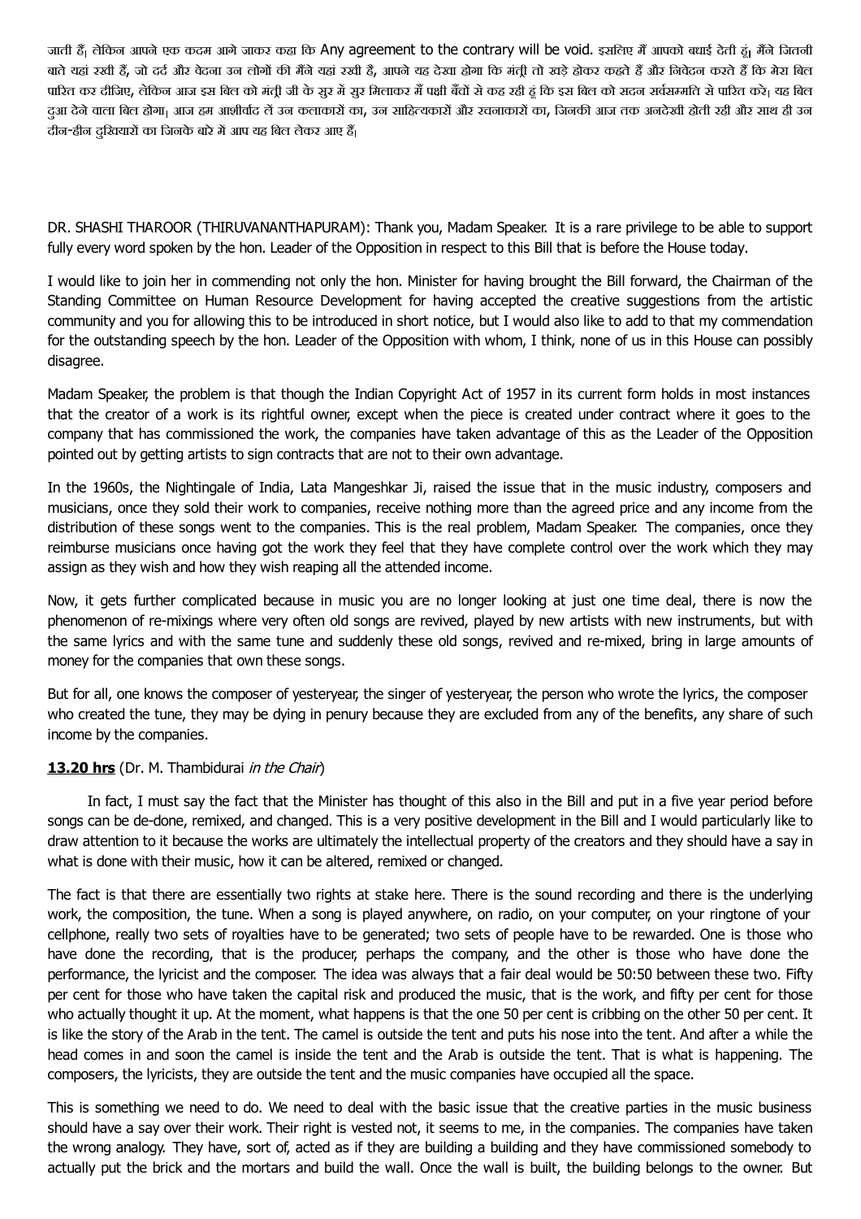जाती हैं। लेकिन आपने एक कदम आगे जाकर कहा कि Any agreement to the contrary will be void. इसलिए मैं आपको बधाई देती हूं। मैंने जितनी बातें यहां रखी हैं, जो दर्द और वेदना उन लोगों की मैंने यहां रखी है, आपने यह देखा होगा कि मंत्री तो खड़े होकर कहते हैं और निवेदन करते हैं कि मेरा बिल पारित कर दीजिए, लेकिन आज इस बिल को मंत्री जी के सुर में सुर मिलाकर मैं पक्षी बैंचों से कह रही हूं कि इस बिल को सदन सर्वसम्मति से पारित करे। यह बिल दुआ देने वाला बिल होगा। आज हम आशीर्वाद लें उन कलाकारों का, उन साहित्यकारों और रचनाकारों का, जिनकी आज तक अनदेखी होती रही और साथ ही उन दीन-हीन दुखियारों का जिनके बारे में आप यह बिल लेकर आए हैं।

DR. SHASHI THAROOR (THIRUVANANTHAPURAM): Thank you, Madam Speaker. It is a rare privilege to be able to support fully every word spoken by the hon. Leader of the Opposition in respect to this Bill that is before the House today.

I would like to join her in commending not only the hon. Minister for having brought the Bill forward, the Chairman of the Standing Committee on Human Resource Development for having accepted the creative suggestions from the artistic community and you for allowing this to be introduced in short notice, but I would also like to add to that my commendation for the outstanding speech by the hon. Leader of the Opposition with whom, I think, none of us in this House can possibly disagree.

Madam Speaker, the problem is that though the Indian Copyright Act of 1957 in its current form holds in most instances that the creator of a work is its rightful owner, except when the piece is created under contract where it goes to the company that has commissioned the work, the companies have taken advantage of this as the Leader of the Opposition pointed out by getting artists to sign contracts that are not to their own advantage.

In the 1960s, the Nightingale of India, Lata Mangeshkar Ji, raised the issue that in the music industry, composers and musicians, once they sold their work to companies, receive nothing more than the agreed price and any income from the distribution of these songs went to the companies. This is the real problem, Madam Speaker. The companies, once they reimburse musicians once having got the work they feel that they have complete control over the work which they may assign as they wish and how they wish reaping all the attended income.

Now, it gets further complicated because in music you are no longer looking at just one time deal, there is now the phenomenon of re-mixings where very often old songs are revived, played by new artists with new instruments, but with the same lyrics and with the same tune and suddenly these old songs, revived and re-mixed, bring in large amounts of money for the companies that own these songs.

But for all, one knows the composer of yesteryear, the singer of yesteryear, the person who wrote the lyrics, the composer who created the tune, they may be dying in penury because they are excluded from any of the benefits, any share of such income by the companies.

**13.20 hrs** (Dr. M. Thambidurai *in the Chair*)

In fact, I must say the fact that the Minister has thought of this also in the Bill and put in a five year period before songs can be de-done, remixed, and changed. This is a very positive development in the Bill and I would particularly like to draw attention to it because the works are ultimately the intellectual property of the creators and they should have a say in what is done with their music, how it can be altered, remixed or changed.

The fact is that there are essentially two rights at stake here. There is the sound recording and there is the underlying work, the composition, the tune. When a song is played anywhere, on radio, on your computer, on your ringtone of your cellphone, really two sets of royalties have to be generated; two sets of people have to be rewarded. One is those who have done the recording, that is the producer, perhaps the company, and the other is those who have done the performance, the lyricist and the composer. The idea was always that a fair deal would be 50:50 between these two. Fifty per cent for those who have taken the capital risk and produced the music, that is the work, and fifty per cent for those who actually thought it up. At the moment, what happens is that the one 50 per cent is cribbing on the other 50 per cent. It is like the story of the Arab in the tent. The camel is outside the tent and puts his nose into the tent. And after a while the head comes in and soon the camel is inside the tent and the Arab is outside the tent. That is what is happening. The composers, the lyricists, they are outside the tent and the music companies have occupied all the space.

This is something we need to do. We need to deal with the basic issue that the creative parties in the music business should have a say over their work. Their right is vested not, it seems to me, in the companies. The companies have taken the wrong analogy. They have, sort of, acted as if they are building a building and they have commissioned somebody to actually put the brick and the mortars and build the wall. Once the wall is built, the building belongs to the owner. But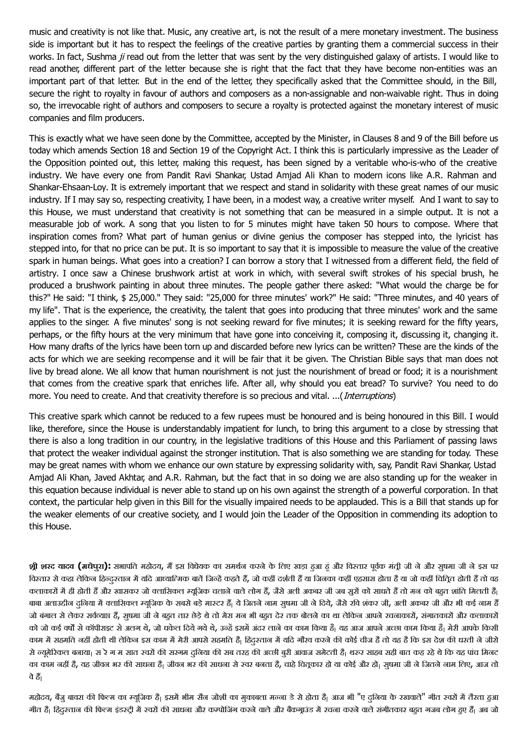music and creativity is not like that. Music, any creative art, is not the result of a mere monetary investment. The business side is important but it has to respect the feelings of the creative parties by granting them a commercial success in their works. In fact, Sushma *ji* read out from the letter that was sent by the very distinguished galaxy of artists. I would like to read another, different part of the letter because she is right that the fact that they have become non-entities was an important part of that letter. But in the end of the letter, they specifically asked that the Committee should, in the Bill, secure the right to royalty in favour of authors and composers as a non-assignable and non-waivable right. Thus in doing so, the irrevocable right of authors and composers to secure a royalty is protected against the monetary interest of music companies and film producers.

This is exactly what we have seen done by the Committee, accepted by the Minister, in Clauses 8 and 9 of the Bill before us today which amends Section 18 and Section 19 of the Copyright Act. I think this is particularly impressive as the Leader of the Opposition pointed out, this letter, making this request, has been signed by a veritable who-is-who of the creative industry. We have every one from Pandit Ravi Shankar, Ustad Amjad Ali Khan to modern icons like A.R. Rahman and Shankar-Ehsaan-Loy. It is extremely important that we respect and stand in solidarity with these great names of our music industry. If I may say so, respecting creativity, I have been, in a modest way, a creative writer myself. And I want to say to this House, we must understand that creativity is not something that can be measured in a simple output. It is not a measurable job of work. A song that you listen to for 5 minutes might have taken 50 hours to compose. Where that inspiration comes from? What part of human genius or divine genius the composer has stepped into, the lyricist has stepped into, for that no price can be put. It is so important to say that it is impossible to measure the value of the creative spark in human beings. What goes into a creation? I can borrow a story that I witnessed from a different field, the field of artistry. I once saw a Chinese brushwork artist at work in which, with several swift strokes of his special brush, he produced a brushwork painting in about three minutes. The people gather there asked: "What would the charge be for this?" He said: "I think, $ 25,000." They said: "25,000 for three minutes' work?" He said: "Three minutes, and 40 years of my life". That is the experience, the creativity, the talent that goes into producing that three minutes' work and the same applies to the singer. A five minutes' song is not seeking reward for five minutes; it is seeking reward for the fifty years, perhaps, or the fifty hours at the very minimum that have gone into conceiving it, composing it, discussing it, changing it. How many drafts of the lyrics have been torn up and discarded before new lyrics can be written? These are the kinds of the acts for which we are seeking recompense and it will be fair that it be given. The Christian Bible says that man does not live by bread alone. We all know that human nourishment is not just the nourishment of bread or food; it is a nourishment that comes from the creative spark that enriches life. After all, why should you eat bread? To survive? You need to do more. You need to create. And that creativity therefore is so precious and vital. ...(*Interruptions*)

This creative spark which cannot be reduced to a few rupees must be honoured and is being honoured in this Bill. I would like, therefore, since the House is understandably impatient for lunch, to bring this argument to a close by stressing that there is also a long tradition in our country, in the legislative traditions of this House and this Parliament of passing laws that protect the weaker individual against the stronger institution. That is also something we are standing for today. These may be great names with whom we enhance our own stature by expressing solidarity with, say, Pandit Ravi Shankar, Ustad Amjad Ali Khan, Javed Akhtar, and A.R. Rahman, but the fact that in so doing we are also standing up for the weaker in this equation because individual is never able to stand up on his own against the strength of a powerful corporation. In that context, the particular help given in this Bill for the visually impaired needs to be applauded. This is a Bill that stands up for the weaker elements of our creative society, and I would join the Leader of the Opposition in commending its adoption to this House.

**श्री शरद यादव (मधेपुरा):** सभापति महोदय, मैं इस विधेयक का समर्थन करने के लिए खड़ा हुआ हूं और विस्तार पूर्वक मंत्री जी ने और सुषमा जी ने इस पर विस्तार से कहा लेकिन हिन्दुस्तान में यदि आध्यात्मिक बातें जिन्हें कहते हैं, जो कहीं दर्शती हैं या जिनका कहीं एहसास होता है या जो कहीं चित्रित होती हैं तो वह कलाकारों में ही होती हैं और खासकर जो क्लासिकल म्यूजिक चलाने वाले लोग हैं, जैसे अली अकबर जी जब सुरों को साधते हैं तो मन को बहुत शांति मिलती है। बाबा अलाउद्दीन दुनिया में क्लासिकल म्यूजिक के सबसे बड़े मास्टर हैं। ये जितने नाम सुषमा जी ने दिये, जैसे रवि शंकर जी, अली अकबर जी और भी कई नाम हैं जो बंगाल से लेकर सर्वव्याप्त हैं, सुषमा जी ने बहुत तार छेड़े थे तो मेरा मन भी बहुत देर तक बोलने का था लेकिन आपने रचनाकारों, संगातकारों और कलाकारों को जो कई वर्षों से कॉपीराइट से अलग थे, जो धकेल दिये गये थे, उन्हें इसमें अंदर लाने का काम किया है। यह आज आपने अच्छा काम किया है। मेरी आपके किसी काम में सहमति नहीं होती थी लेकिन इस काम में मेरी आपसे सहमति है। हिंदुस्तान में यदि गौरव करने की कोई चीज है तो यह है कि इस देश की धरती ने जीरो से न्यूमेरिकल बनाया। स रे ग म सात स्वरों की सरगम दुनिया की सब तरह की अच्छी बुरी आवाज समेटती है। थरूर साहब सही बात कह रहे थे कि यह पांच मिनट का काम नहीं है, यह जीवन भर की साधना है। जीवन भर की साधना से स्वर बनता है, चाहे चितृकार हो या कोई और हो। सुषमा जी ने जितने नाम लिए, आज तो वे हैं।

महोदय, बैजु बावरा की फिल्म का म्यूजिक है। इसमें भीम सैन जोशी का मुकाबला मन्ना डे से होता है। आज भी "ए दुनिया के रखवाले" गीत स्वरों में तैरता हुआ गीत है। हिंदुस्तान की फिल्म इंडस्ट्री में स्वरों की साधना और कम्पोजिंग करने वाले और बैकग्राउंड में रचना करने वाले संगीतकार बहुत गजब लोग हुए हैं। अब जो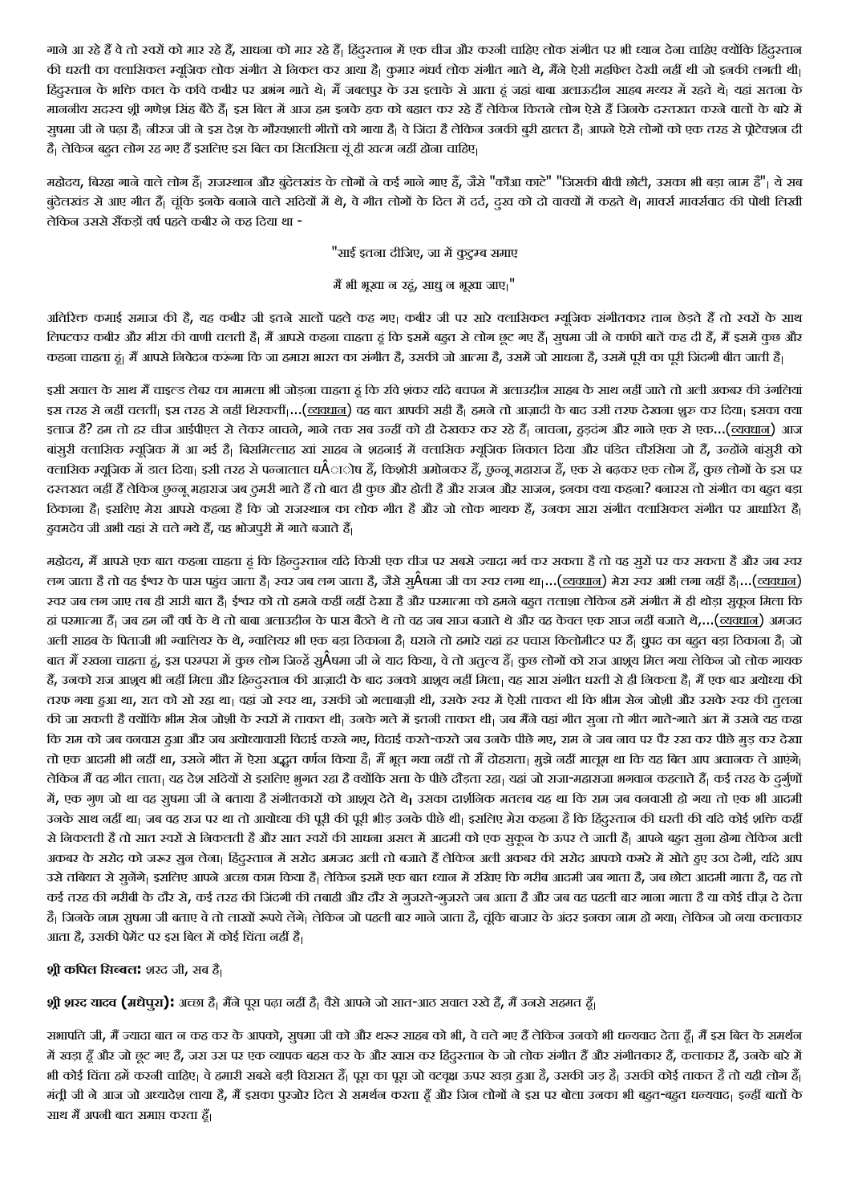गाने आ रहे हैं वे तो स्वरों को मार रहे हैं, साधना को मार रहे हैं। हिंदुस्तान में एक चीज और करनी चाहिए लोक संगीत पर भी ध्यान देना चाहिए क्योंकि हिंदुस्तान की धरती का क्लासिकल म्यूजिक लोक संगीत से निकल कर आया है। कुमार गंधर्व लोक संगीत गाते थे, मैंने ऐसी महफिल देखी नहीं थी जो इनकी लगती थी। हिंदुस्तान के भक्ति काल के कवि कबीर पर अभंग गाते थे। मैं जबलपुर के उस इलाके से आता हूं जहां बाबा अलाऊद्दीन साहब मय्यर में रहते थे। यहां सतना के माननीय सदस्य श्री गणेश सिंह बैठे हैं। इस बिल में आज हम इनके हक को बहाल कर रहे हैं लेकिन कितने लोग ऐसे हैं जिनके दस्तखत करने वालों के बारे में सुषमा जी ने पढ़ा है। नीरज जी ने इस देश के गौरवशाली गीतों को गाया है। वे जिंदा है लेकिन उनकी बुरी हालत है। आपने ऐसे लोगों को एक तरह से प्रोटेक्शन दी है। लेकिन बहुत लोग रह गए हैं इसलिए इस बिल का सिलसिला यूं ही खत्म नहीं होना चाहिए।

महोदय, बिरहा गाने वाले लोग हैं। राजस्थान और बुंदेलखंड के लोगों ने कई गाने गाए हैं, जैसे "कौआ काटे" "जिसकी बीवी छोटी, उसका भी बड़ा नाम है"। ये सब बुंदेलखंड से आए गीत हैं। चूंकि इनके बनाने वाले सदियों में थे, वे गीत लोगों के दिल में दर्द, दुख को दो वाक्यों में कहते थे। मार्क्स मार्क्सवाद की पोथी लिखी लेकिन उससे सैंकड़ों वर्ष पहले कबीर ने कह दिया था -

"साईं इतना दीजिए, जा में कुटुम्ब समाए

मैं भी भूखा न रहूं, साधु न भूखा जाए।"

अतिरिक्त कमाई समाज की है, यह कबीर जी इतने सालों पहले कह गए। कबीर जी पर सारे क्लासिकल म्यूजिक संगीतकार तान छेड़ते हैं तो स्वरों के साथ लिपटकर कबीर और मीरा की वाणी चलती है। मैं आपसे कहना चाहता हूं कि इसमें बहुत से लोग छूट गए हैं। सुषमा जी ने काफी बातें कह दी हैं, मैं इसमें कुछ और कहना चाहता हूं। मैं आपसे निवेदन करूंगा कि जा हमारा भारत का संगीत है, उसकी जो आत्मा है, उसमें जो साधना है, उसमें पूरी का पूरी जिंदगी बीत जाती है।

इसी सवाल के साथ मैं चाइल्ड लेबर का मामला भी जोड़ना चाहता हूं कि रवि शंकर यदि बचपन में अलाउद्दीन साहब के साथ नहीं जाते तो अली अकबर की उंगलियां इस तरह से नहीं चलतीं। इस तरह से नहीं थिरकतीं।...(व्यवधान) वह बात आपकी सही है। हमने तो आज़ादी के बाद उसी तरफ देखना शुरू कर दिया। इसका क्या इलाज है? हम तो हर चीज आईपीएल से लेकर नाचने, गाने तक सब उन्हीं को ही देखकर कर रहे हैं। नाचना, हुड़दंग और गाने एक से एक...(व्यवधान) आज बांसुरी क्लासिक म्यूजिक में आ गई है। बिसमिल्लाह खां साहब ने शहनाई में क्लासिक म्यूजिक निकाल दिया और पंडित चौरसिया जो हैं, उन्होंने बांसुरी को क्लासिक म्यूजिक में डाल दिया। इसी तरह से पन्नालाल घÂोष हैं, किशोरी अमोनकर हैं, छुन्नू महाराज हैं, एक से बढ़कर एक लोग हैं, कुछ लोगों के इस पर दस्तखत नहीं हैं लेकिन छुन्नू महाराज जब ठुमरी गाते हैं तो बात ही कुछ और होती है और राजन और साजन, इनका क्या कहना? बनारस तो संगीत का बहुत बड़ा ठिकाना है। इसलिए मेरा आपसे कहना है कि जो राजस्थान का लोक गीत है और जो लोक गायक हैं, उनका सारा संगीत क्लासिकल संगीत पर आधारित है। हुक्मदेव जी अभी यहां से चले गये हैं, वह भोजपुरी में गाते बजाते हैं।

महोदय, मैं आपसे एक बात कहना चाहता हूं कि हिन्दुस्तान यदि किसी एक चीज पर सबसे ज्यादा गर्व कर सकता है तो वह सुरों पर कर सकता है और जब स्वर लग जाता है तो वह ईश्वर के पास पहुंच जाता है। स्वर जब लग जाता है, जैसे सुÂषमा जी का स्वर लगा था।...(व्यवधान) मेरा स्वर अभी लगा नहीं है।...(व्यवधान) स्वर जब लग जाए तब ही सारी बात है। ईश्वर को तो हमने कहीं नहीं देखा है और परमात्मा को हमने बहुत तलाशा लेकिन हमें संगीत में ही थोड़ा सुकून मिला कि हां परमात्मा है। जब हम नौ वर्ष के थे तो बाबा अलाउद्दीन के पास बैठते थे तो वह जब साज बजाते थे और वह केवल एक साज नहीं बजाते थे,...(व्यवधान) अमजद अली साहब के पिताजी भी ग्वालियर के थे, ग्वालियर भी एक बड़ा ठिकाना है। घराने तो हमारे यहां हर पचास किलोमीटर पर हैं। ध्रुपद का बहुत बड़ा ठिकाना है। जो बात मैं रखना चाहता हूं, इस परम्परा में कुछ लोग जिन्हें सुÂषमा जी ने याद किया, वे तो अतुल्य हैं। कुछ लोगों को राज आश्रय मिल गया लेकिन जो लोक गायक हैं, उनको राज आश्रय भी नहीं मिला और हिन्दुस्तान की आज़ादी के बाद उनको आश्रय नहीं मिला। यह सारा संगीत धरती से ही निकला है। मैं एक बार अयोध्या की तरफ गया हुआ था, रात को सो रहा था। वहां जो स्वर था, उसकी जो गलाबाज़ी थी, उसके स्वर में ऐसी ताकत थी कि भीम सेन जोशी और उसके स्वर की तुलना की जा सकती है क्योंकि भीम सेन जोशी के स्वरों में ताकत थी। उनके गले में इतनी ताकत थी। जब मैंने वहां गीत सुना तो गीत गाते-गाते अंत में उसने यह कहा कि राम को जब वनवास हुआ और जब अयोध्यावासी विदाई करने गए, विदाई करते-करते जब उनके पीछे गए, राम ने जब नाव पर पैर रख कर पीछे मुड़ कर देखा तो एक आदमी भी नहीं था, उसने गीत में ऐसा अद्भुत वर्णन किया है। मैं भूल गया नहीं तो मैं दोहराता। मुझे नहीं मालूम था कि यह बिल आप अचानक ले आएंगे। लेकिन मैं वह गीत लाता। यह देश सदियों से इसलिए भुगत रहा है क्योंकि सत्ता के पीछे दौड़ता रहा। यहां जो राजा-महाराजा भगवान कहलाते हैं, कई तरह के दुर्गुणों में, एक गुण जो था वह सुषमा जी ने बताया है संगीतकारों को आश्रय देते थे। उसका दार्शनिक मतलब यह था कि राम जब वनवासी हो गया तो एक भी आदमी उनके साथ नहीं था। जब वह राज पर था तो आयोध्या की पूरी की पूरी भीड़ उनके पीछे थी। इसलिए मेरा कहना है कि हिंदुस्तान की धरती की यदि कोई शक्ति कहीं से निकलती है तो सात स्वरों से निकलती है और सात स्वरों की साधना असल में आदमी को एक सुकून के ऊपर ले जाती है। आपने बहुत सुना होगा लेकिन अली अकबर के सरोद को जरूर सुन लेना। हिंदुस्तान में सरोद अमजद अली तो बजाते हैं लेकिन अली अकबर की सरोद आपको कमरे में सोते हुए उठा देगी, यदि आप उसे तबियत से सुनेंगे। इसलिए आपने अच्छा काम किया है। लेकिन इसमें एक बात ध्यान में रखिए कि गरीब आदमी जब गाता है, जब छोटा आदमी गाता है, वह तो कई तरह की गरीबी के दौर से, कई तरह की जिंदगी की तबाही और दौर से गुजरते-गुजरते जब आता है और जब वह पहली बार गाना गाता है या कोई चीज़ दे देता है। जिनके नाम सुषमा जी बताए वे तो लाखों रूपये लेंगे। लेकिन जो पहली बार गाने जाता है, चूंकि बाजार के अंदर इनका नाम हो गया। लेकिन जो नया कलाकार आता है, उसकी पेमेंट पर इस बिल में कोई चिंता नहीं है।

**श्री कपिल सिब्बलः** शरद जी, सब है।

**श्री शरद यादव (मधेपुरा):** अच्छा है। मैंने पूरा पढ़ा नहीं है। वैसे आपने जो सात-आठ सवाल रखे हैं, मैं उनसे सहमत हूँ।

सभापति जी, मैं ज्यादा बात न कह कर के आपको, सुषमा जी को और थरूर साहब को भी, वे चले गए हैं लेकिन उनको भी धन्यवाद देता हूँ। मैं इस बिल के समर्थन में खड़ा हूँ और जो छूट गए हैं, जरा उस पर एक व्यापक बहस कर के और खास कर हिंदुस्तान के जो लोक संगीत हैं और संगीतकार हैं, कलाकार हैं, उनके बारे में भी कोई चिंता हमें करनी चाहिए। वे हमारी सबसे बड़ी विरासत हैं। पूरा का पूरा जो वटवृक्ष ऊपर खड़ा हुआ है, उसकी जड़ है। उसकी कोई ताकत है तो यही लोग हैं। मंत्री जी ने आज जो अध्यादेश लाया है, मैं इसका पुरजोर दिल से समर्थन करता हूँ और जिन लोगों ने इस पर बोला उनका भी बहुत-बहुत धन्यवाद। इन्हीं बातों के साथ मैं अपनी बात समाप्त करता हूँ।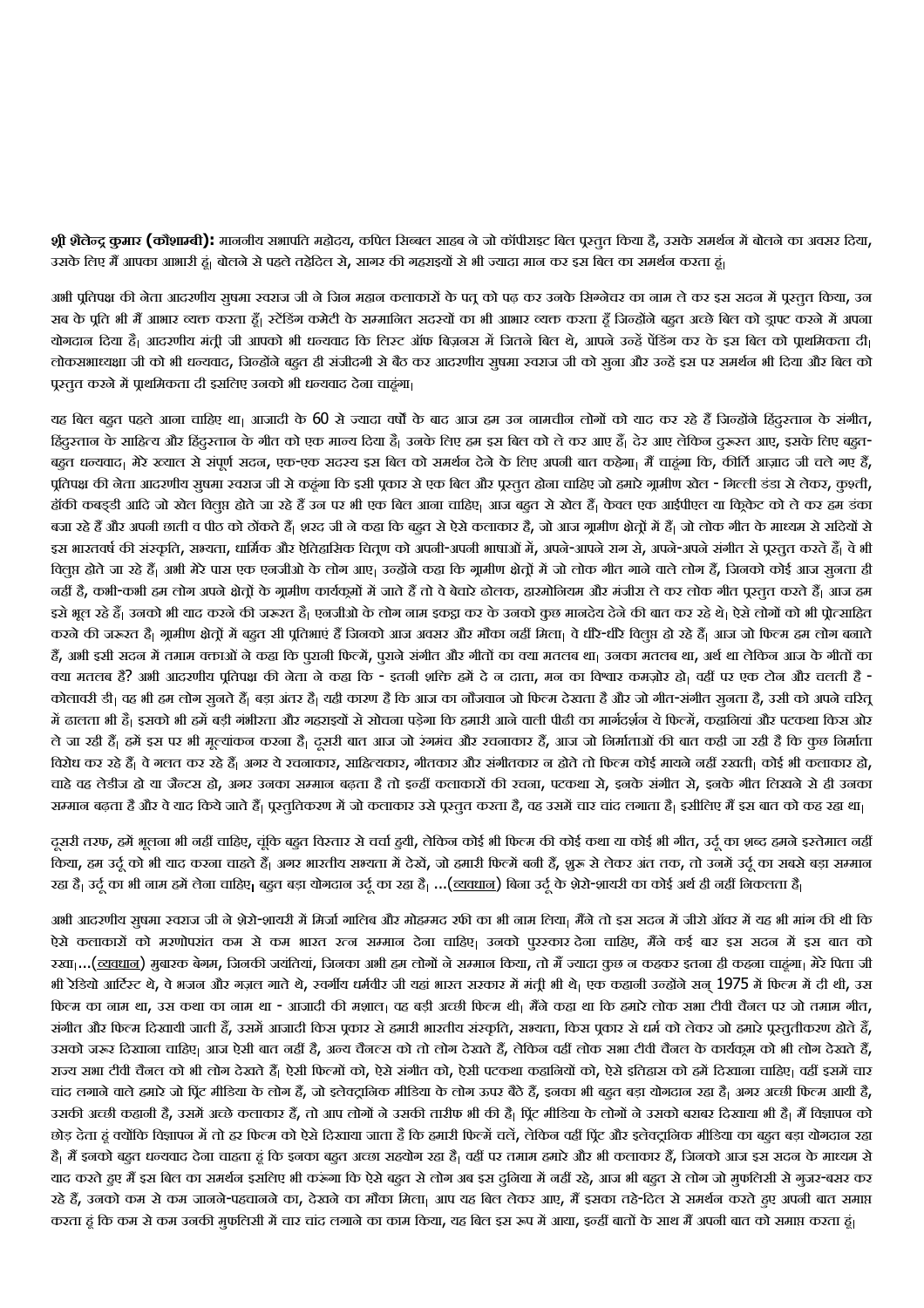**श्री शैलेन्द्र कुमार (कौशाम्बी):** माननीय सभापति महोदय, कपिल सिब्बल साहब ने जो कॉपीराइट बिल प्रस्तुत किया है, उसके समर्थन में बोलने का अवसर दिया, उसके लिए मैं आपका आभारी हूं। बोलने से पहले तहेदिल से, सागर की गहराइयों से भी ज्यादा मान कर इस बिल का समर्थन करता हूं।

अभी प्रतिपक्ष की नेता आदरणीय सुषमा स्वराज जी ने जिन महान कलाकारों के पत्र को पढ़ कर उनके सिग्नेचर का नाम ले कर इस सदन में प्रस्तुत किया, उन सब के प्रति भी मैं आभार व्यक्त करता हूँ। स्टैंडिंग कमेटी के सम्मानित सदस्यों का भी आभार व्यक्त करता हूँ जिन्होंने बहुत अच्छे बिल को ड्राफ्ट करने में अपना योगदान दिया है। आदरणीय मंत्री जी आपको भी धन्यवाद कि लिस्ट ऑफ बिज़नस में जितने बिल थे, आपने उन्हें पेंडिंग कर के इस बिल को प्राथमिकता दी। लोकसभाध्यक्षा जी को भी धन्यवाद, जिन्होंने बहुत ही संजीदगी से बैठ कर आदरणीय सुषमा स्वराज जी को सुना और उन्हें इस पर समर्थन भी दिया और बिल को प्रस्तुत करने में प्राथमिकता दी इसलिए उनको भी धन्यवाद देना चाहूंगा।

यह बिल बहुत पहले आना चाहिए था। आजादी के 60 से ज्यादा वर्षों के बाद आज हम उन नामचीन लोगों को याद कर रहे हैं जिन्होंने हिंदुस्तान के संगीत, हिंदुस्तान के साहित्य और हिंदुस्तान के गीत को एक मान्य दिया है। उनके लिए हम इस बिल को ले कर आए हैं। देर आए लेकिन दुरूस्त आए, इसके लिए बहुत-बहुत धन्यवाद। मेरे ख्याल से संपूर्ण सदन, एक-एक सदस्य इस बिल को समर्थन देने के लिए अपनी बात कहेगा। मैं चाहूंगा कि, कीर्ति आज़ाद जी चले गए हैं, प्रतिपक्ष की नेता आदरणीय सुषमा स्वराज जी से कहूंगा कि इसी प्रकार से एक बिल और प्रस्तुत होना चाहिए जो हमारे ग्रामीण खेल - गिल्ली डंडा से लेकर, कुश्ती, हॉकी कबड्डी आदि जो खेल विलुप्त होते जा रहे हैं उन पर भी एक बिल आना चाहिए। आज बहुत से खेल हैं। केवल एक आईपीएल या क्रिकेट को ले कर हम डंका बजा रहे हैं और अपनी छाती व पीठ को ठोंकते हैं। शरद जी ने कहा कि बहुत से ऐसे कलाकार है, जो आज ग्रामीण क्षेत्रों में हैं। जो लोक गीत के माध्यम से सदियों से इस भारतवर्ष की संस्कृति, सभ्यता, धार्मिक और ऐतिहासिक चित्रण को अपनी-अपनी भाषाओं में, अपने-अपने राग से, अपने-अपने संगीत से प्रस्तुत करते हैं। वे भी विलुप्त होते जा रहे हैं। अभी मेरे पास एक एनजीओ के लोग आए। उन्होंने कहा कि ग्रामीण क्षेत्रों में जो लोक गीत गाने वाले लोग हैं, जिनको कोई आज सुनता ही नहीं है, कभी-कभी हम लोग अपने क्षेत्रों के ग्रामीण कार्यक्रमों में जाते हैं तो वे बेचारे ढोलक, हारमोनियम और मंजीरा ले कर लोक गीत प्रस्तुत करते हैं। आज हम इसे भूल रहे हैं। उनको भी याद करने की जरूरत है। एनजीओ के लोग नाम इकट्ठा कर के उनको कुछ मानदेय देने की बात कर रहे थे। ऐसे लोगों को भी प्रोत्साहित करने की जरूरत है। ग्रामीण क्षेत्रों में बहुत सी प्रतिभाएं हैं जिनको आज अवसर और मौका नहीं मिला। वे धीरे-धीरे विलुप्त हो रहे हैं। आज जो फिल्म हम लोग बनाते हैं, अभी इसी सदन में तमाम वक्ताओं ने कहा कि पुरानी फिल्में, पुराने संगीत और गीतों का क्या मतलब था। उनका मतलब था, अर्थ था लेकिन आज के गीतों का क्या मतलब है? अभी आदरणीय प्रतिपक्ष की नेता ने कहा कि - इतनी शक्ति हमें दे न दाता, मन का विश्वास कमज़ोर हो। वहीं पर एक टोन और चलती है - कोलावरी डी। वह भी हम लोग सुनते हैं। बड़ा अंतर है। यही कारण है कि आज का नौजवान जो फिल्म देखता है और जो गीत-संगीत सुनता है, उसी को अपने चरित्र में ढालता भी है। इसको भी हमें बड़ी गंभीरता और गहराइयों से सोचना पड़ेगा कि हमारी आने वाली पीढ़ी का मार्गदर्शन ये फिल्में, कहानियां और पटकथा किस ओर ले जा रही हैं। हमें इस पर भी मूल्यांकन करना है। दूसरी बात आज जो रंगमंच और रचनाकार हैं, आज जो निर्माताओं की बात कही जा रही है कि कुछ निर्माता विरोध कर रहे हैं। वे गलत कर रहे हैं। अगर ये रचनाकार, साहित्यकार, गीतकार और संगीतकार न होते तो फिल्म कोई मायने नहीं रखती। कोई भी कलाकार हो, चाहे वह लेडीज हो या जैन्टस हो, अगर उनका सम्मान बढ़ता है तो इन्हीं कलाकारों की रचना, पटकथा से, इनके संगीत से, इनके गीत लिखने से ही उनका सम्मान बढ़ता है और वे याद किये जाते हैं। प्रस्तुतिकरण में जो कलाकार उसे प्रस्तुत करता है, वह उसमें चार चांद लगाता है। इसीलिए मैं इस बात को कह रहा था।

दूसरी तरफ, हमें भूलना भी नहीं चाहिए, चूंकि बहुत विस्तार से चर्चा हुयी, लेकिन कोई भी फिल्म की कोई कथा या कोई भी गीत, उर्दू का शब्द हमने इस्तेमाल नहीं किया, हम उर्दू को भी याद करना चाहते हैं। अगर भारतीय सभ्यता में देखें, जो हमारी फिल्में बनी हैं, शुरू से लेकर अंत तक, तो उनमें उर्दू का सबसे बड़ा सम्मान रहा है। उर्दू का भी नाम हमें लेना चाहिए। बहुत बड़ा योगदान उर्दू का रहा है। ...(व्यवधान) बिना उर्दू के शेरो-शायरी का कोई अर्थ ही नहीं निकलता है।

अभी आदरणीय सुषमा स्वराज जी ने शेरो-शायरी में मिर्जा गालिब और मोहम्मद रफी का भी नाम लिया। मैंने तो इस सदन में जीरो ऑवर में यह भी मांग की थी कि ऐसे कलाकारों को मरणोपरांत कम से कम भारत रत्न सम्मान देना चाहिए। उनको पुरस्कार देना चाहिए, मैंने कई बार इस सदन में इस बात को रखा।...(व्यवधान) मुबारक बेगम, जिनकी जयंतियां, जिनका अभी हम लोगों ने सम्मान किया, तो मैं ज्यादा कुछ न कहकर इतना ही कहना चाहूंगा। मेरे पिता जी भी रेडियो आर्टिस्ट थे, वे भजन और गज़ल गाते थे, स्वर्गीय धर्मवीर जी यहां भारत सरकार में मंत्री भी थे। एक कहानी उन्होंने सन् 1975 में फिल्म में दी थी, उस फिल्म का नाम था, उस कथा का नाम था - आजादी की मशाल। वह बड़ी अच्छी फिल्म थी। मैंने कहा था कि हमारे लोक सभा टीवी चैनल पर जो तमाम गीत, संगीत और फिल्म दिखायी जाती हैं, उसमें आजादी किस प्रकार से हमारी भारतीय संस्कृति, सभ्यता, किस प्रकार से धर्म को लेकर जो हमारे प्रस्तुतीकरण होते हैं, उसको जरूर दिखाना चाहिए। आज ऐसी बात नहीं है, अन्य चैनल्स को तो लोग देखते हैं, लेकिन वहीं लोक सभा टीवी चैनल के कार्यक्रम को भी लोग देखते हैं, राज्य सभा टीवी चैनल को भी लोग देखते हैं। ऐसी फिल्मों को, ऐसे संगीत को, ऐसी पटकथा कहानियों को, ऐसे इतिहास को हमें दिखाना चाहिए। वहीं इसमें चार चांद लगाने वाले हमारे जो प्रिंट मीडिया के लोग हैं, जो इलेक्ट्रानिक मीडिया के लोग ऊपर बैठे हैं, इनका भी बहुत बड़ा योगदान रहा है। अगर अच्छी फिल्म आयी है, उसकी अच्छी कहानी है, उसमें अच्छे कलाकार हैं, तो आप लोगों ने उसकी तारीफ भी की है। प्रिंट मीडिया के लोगों ने उसको बराबर दिखाया भी है। मैं विज्ञापन को छोड़ देता हूं क्योंकि विज्ञापन में तो हर फिल्म को ऐसे दिखाया जाता है कि हमारी फिल्में चलें, लेकिन वहीं प्रिंट और इलेक्ट्रानिक मीडिया का बहुत बड़ा योगदान रहा है। मैं इनको बहुत धन्यवाद देना चाहता हूं कि इनका बहुत अच्छा सहयोग रहा है। वहीं पर तमाम हमारे और भी कलाकार हैं, जिनको आज इस सदन के माध्यम से याद करते हुए मैं इस बिल का समर्थन इसलिए भी करूंगा कि ऐसे बहुत से लोग अब इस दुनिया में नहीं रहे, आज भी बहुत से लोग जो मुफलिसी से गुजर-बसर कर रहे हैं, उनको कम से कम जानने-पहचानने का, देखने का मौका मिला। आप यह बिल लेकर आए, मैं इसका तहे-दिल से समर्थन करते हुए अपनी बात समाप्त करता हूं कि कम से कम उनकी मुफलिसी में चार चांद लगाने का काम किया, यह बिल इस रूप में आया, इन्हीं बातों के साथ मैं अपनी बात को समाप्त करता हूं।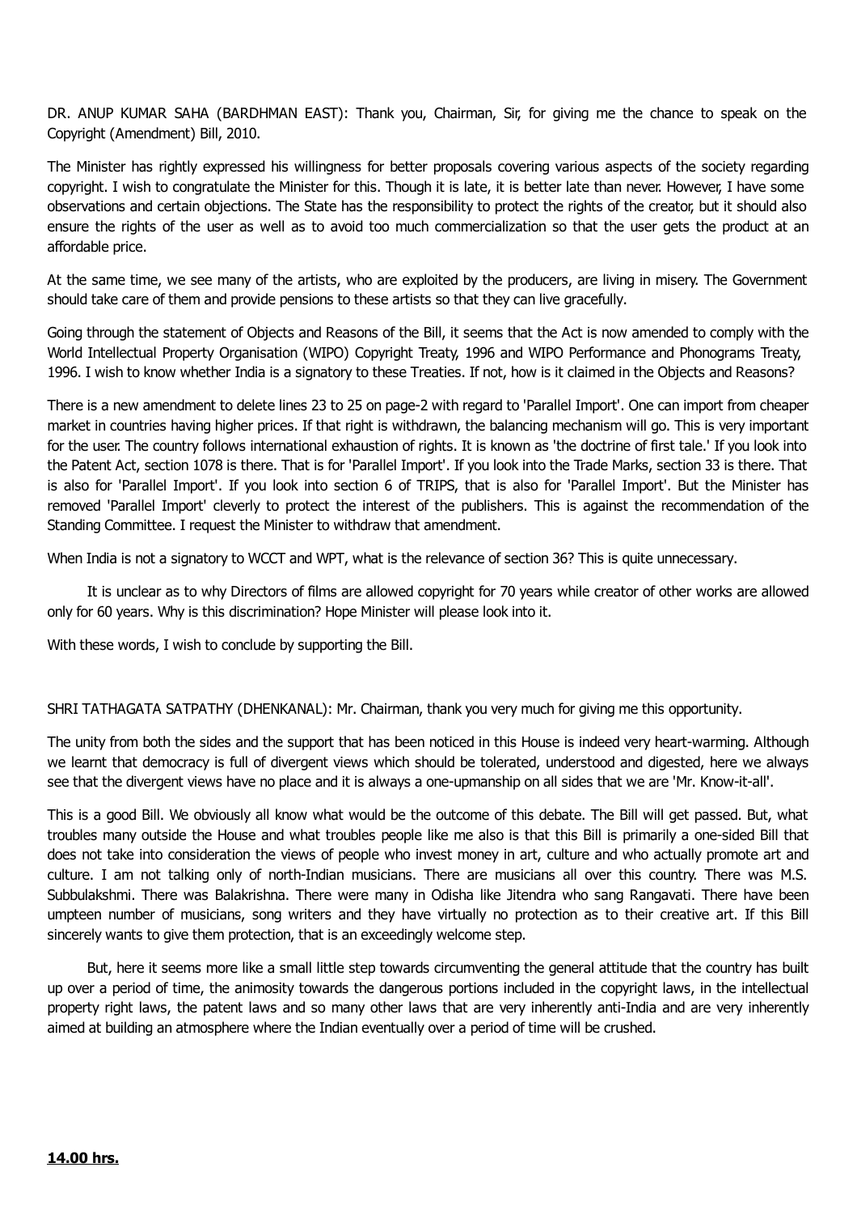DR. ANUP KUMAR SAHA (BARDHMAN EAST): Thank you, Chairman, Sir, for giving me the chance to speak on the Copyright (Amendment) Bill, 2010.

The Minister has rightly expressed his willingness for better proposals covering various aspects of the society regarding copyright. I wish to congratulate the Minister for this. Though it is late, it is better late than never. However, I have some observations and certain objections. The State has the responsibility to protect the rights of the creator, but it should also ensure the rights of the user as well as to avoid too much commercialization so that the user gets the product at an affordable price.

At the same time, we see many of the artists, who are exploited by the producers, are living in misery. The Government should take care of them and provide pensions to these artists so that they can live gracefully.

Going through the statement of Objects and Reasons of the Bill, it seems that the Act is now amended to comply with the World Intellectual Property Organisation (WIPO) Copyright Treaty, 1996 and WIPO Performance and Phonograms Treaty, 1996. I wish to know whether India is a signatory to these Treaties. If not, how is it claimed in the Objects and Reasons?

There is a new amendment to delete lines 23 to 25 on page-2 with regard to 'Parallel Import'. One can import from cheaper market in countries having higher prices. If that right is withdrawn, the balancing mechanism will go. This is very important for the user. The country follows international exhaustion of rights. It is known as 'the doctrine of first tale.' If you look into the Patent Act, section 1078 is there. That is for 'Parallel Import'. If you look into the Trade Marks, section 33 is there. That is also for 'Parallel Import'. If you look into section 6 of TRIPS, that is also for 'Parallel Import'. But the Minister has removed 'Parallel Import' cleverly to protect the interest of the publishers. This is against the recommendation of the Standing Committee. I request the Minister to withdraw that amendment.

When India is not a signatory to WCCT and WPT, what is the relevance of section 36? This is quite unnecessary.

It is unclear as to why Directors of films are allowed copyright for 70 years while creator of other works are allowed only for 60 years. Why is this discrimination? Hope Minister will please look into it.

With these words, I wish to conclude by supporting the Bill.

SHRI TATHAGATA SATPATHY (DHENKANAL): Mr. Chairman, thank you very much for giving me this opportunity.

The unity from both the sides and the support that has been noticed in this House is indeed very heart-warming. Although we learnt that democracy is full of divergent views which should be tolerated, understood and digested, here we always see that the divergent views have no place and it is always a one-upmanship on all sides that we are 'Mr. Know-it-all'.

This is a good Bill. We obviously all know what would be the outcome of this debate. The Bill will get passed. But, what troubles many outside the House and what troubles people like me also is that this Bill is primarily a one-sided Bill that does not take into consideration the views of people who invest money in art, culture and who actually promote art and culture. I am not talking only of north-Indian musicians. There are musicians all over this country. There was M.S. Subbulakshmi. There was Balakrishna. There were many in Odisha like Jitendra who sang Rangavati. There have been umpteen number of musicians, song writers and they have virtually no protection as to their creative art. If this Bill sincerely wants to give them protection, that is an exceedingly welcome step.

But, here it seems more like a small little step towards circumventing the general attitude that the country has built up over a period of time, the animosity towards the dangerous portions included in the copyright laws, in the intellectual property right laws, the patent laws and so many other laws that are very inherently anti-India and are very inherently aimed at building an atmosphere where the Indian eventually over a period of time will be crushed.

**14.00 hrs.**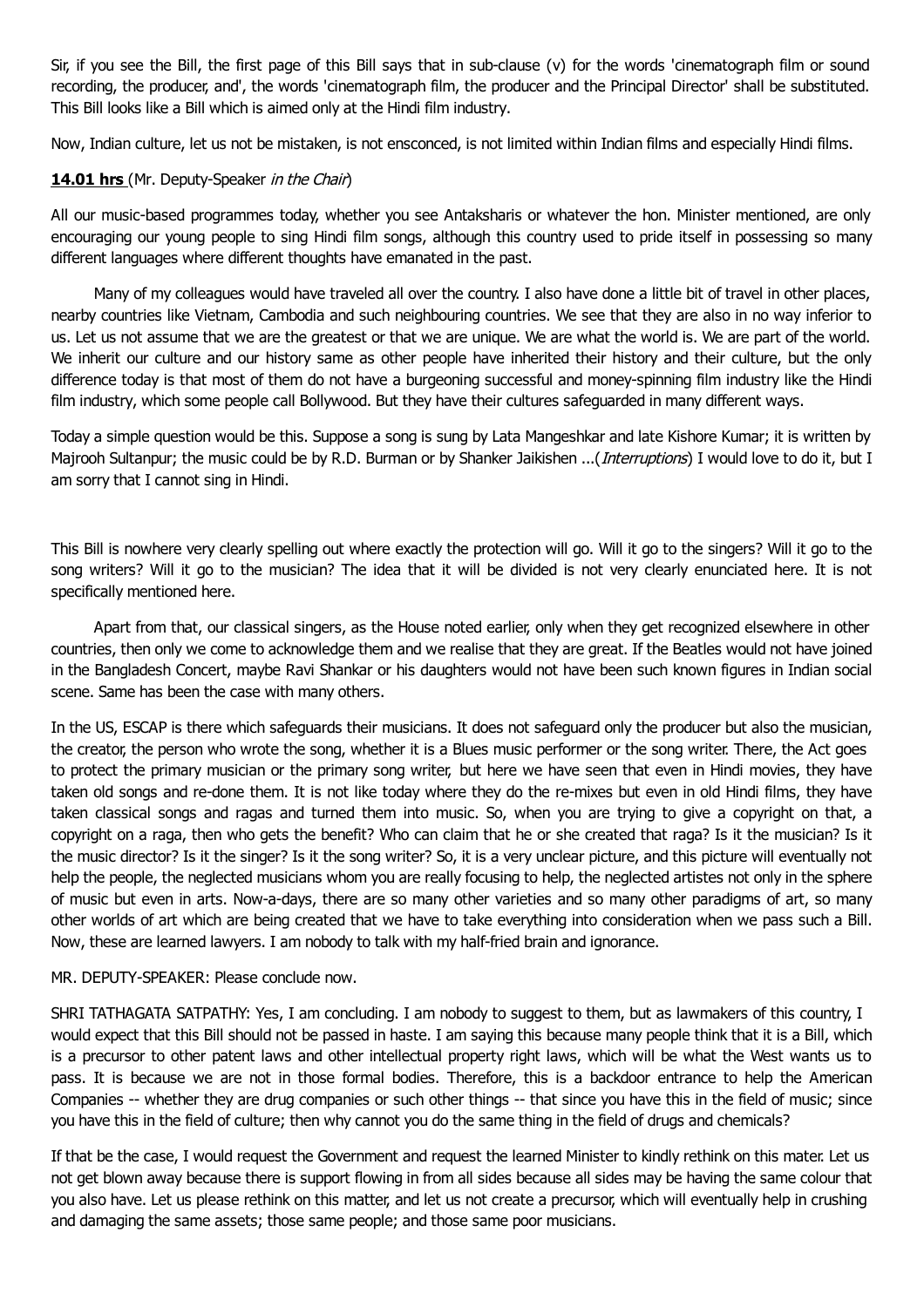Sir, if you see the Bill, the first page of this Bill says that in sub-clause (v) for the words 'cinematograph film or sound recording, the producer, and', the words 'cinematograph film, the producer and the Principal Director' shall be substituted. This Bill looks like a Bill which is aimed only at the Hindi film industry.

Now, Indian culture, let us not be mistaken, is not ensconced, is not limited within Indian films and especially Hindi films.

**14.01 hrs** (Mr. Deputy-Speaker *in the Chair*)

All our music-based programmes today, whether you see Antaksharis or whatever the hon. Minister mentioned, are only encouraging our young people to sing Hindi film songs, although this country used to pride itself in possessing so many different languages where different thoughts have emanated in the past.

Many of my colleagues would have traveled all over the country. I also have done a little bit of travel in other places, nearby countries like Vietnam, Cambodia and such neighbouring countries. We see that they are also in no way inferior to us. Let us not assume that we are the greatest or that we are unique. We are what the world is. We are part of the world. We inherit our culture and our history same as other people have inherited their history and their culture, but the only difference today is that most of them do not have a burgeoning successful and money-spinning film industry like the Hindi film industry, which some people call Bollywood. But they have their cultures safeguarded in many different ways.

Today a simple question would be this. Suppose a song is sung by Lata Mangeshkar and late Kishore Kumar; it is written by Majrooh Sultanpur; the music could be by R.D. Burman or by Shanker Jaikishen ...(*Interruptions*) I would love to do it, but I am sorry that I cannot sing in Hindi.

This Bill is nowhere very clearly spelling out where exactly the protection will go. Will it go to the singers? Will it go to the song writers? Will it go to the musician? The idea that it will be divided is not very clearly enunciated here. It is not specifically mentioned here.

Apart from that, our classical singers, as the House noted earlier, only when they get recognized elsewhere in other countries, then only we come to acknowledge them and we realise that they are great. If the Beatles would not have joined in the Bangladesh Concert, maybe Ravi Shankar or his daughters would not have been such known figures in Indian social scene. Same has been the case with many others.

In the US, ESCAP is there which safeguards their musicians. It does not safeguard only the producer but also the musician, the creator, the person who wrote the song, whether it is a Blues music performer or the song writer. There, the Act goes to protect the primary musician or the primary song writer, but here we have seen that even in Hindi movies, they have taken old songs and re-done them. It is not like today where they do the re-mixes but even in old Hindi films, they have taken classical songs and ragas and turned them into music. So, when you are trying to give a copyright on that, a copyright on a raga, then who gets the benefit? Who can claim that he or she created that raga? Is it the musician? Is it the music director? Is it the singer? Is it the song writer? So, it is a very unclear picture, and this picture will eventually not help the people, the neglected musicians whom you are really focusing to help, the neglected artistes not only in the sphere of music but even in arts. Now-a-days, there are so many other varieties and so many other paradigms of art, so many other worlds of art which are being created that we have to take everything into consideration when we pass such a Bill. Now, these are learned lawyers. I am nobody to talk with my half-fried brain and ignorance.

MR. DEPUTY-SPEAKER: Please conclude now.

SHRI TATHAGATA SATPATHY: Yes, I am concluding. I am nobody to suggest to them, but as lawmakers of this country, I would expect that this Bill should not be passed in haste. I am saying this because many people think that it is a Bill, which is a precursor to other patent laws and other intellectual property right laws, which will be what the West wants us to pass. It is because we are not in those formal bodies. Therefore, this is a backdoor entrance to help the American Companies -- whether they are drug companies or such other things -- that since you have this in the field of music; since you have this in the field of culture; then why cannot you do the same thing in the field of drugs and chemicals?

If that be the case, I would request the Government and request the learned Minister to kindly rethink on this mater. Let us not get blown away because there is support flowing in from all sides because all sides may be having the same colour that you also have. Let us please rethink on this matter, and let us not create a precursor, which will eventually help in crushing and damaging the same assets; those same people; and those same poor musicians.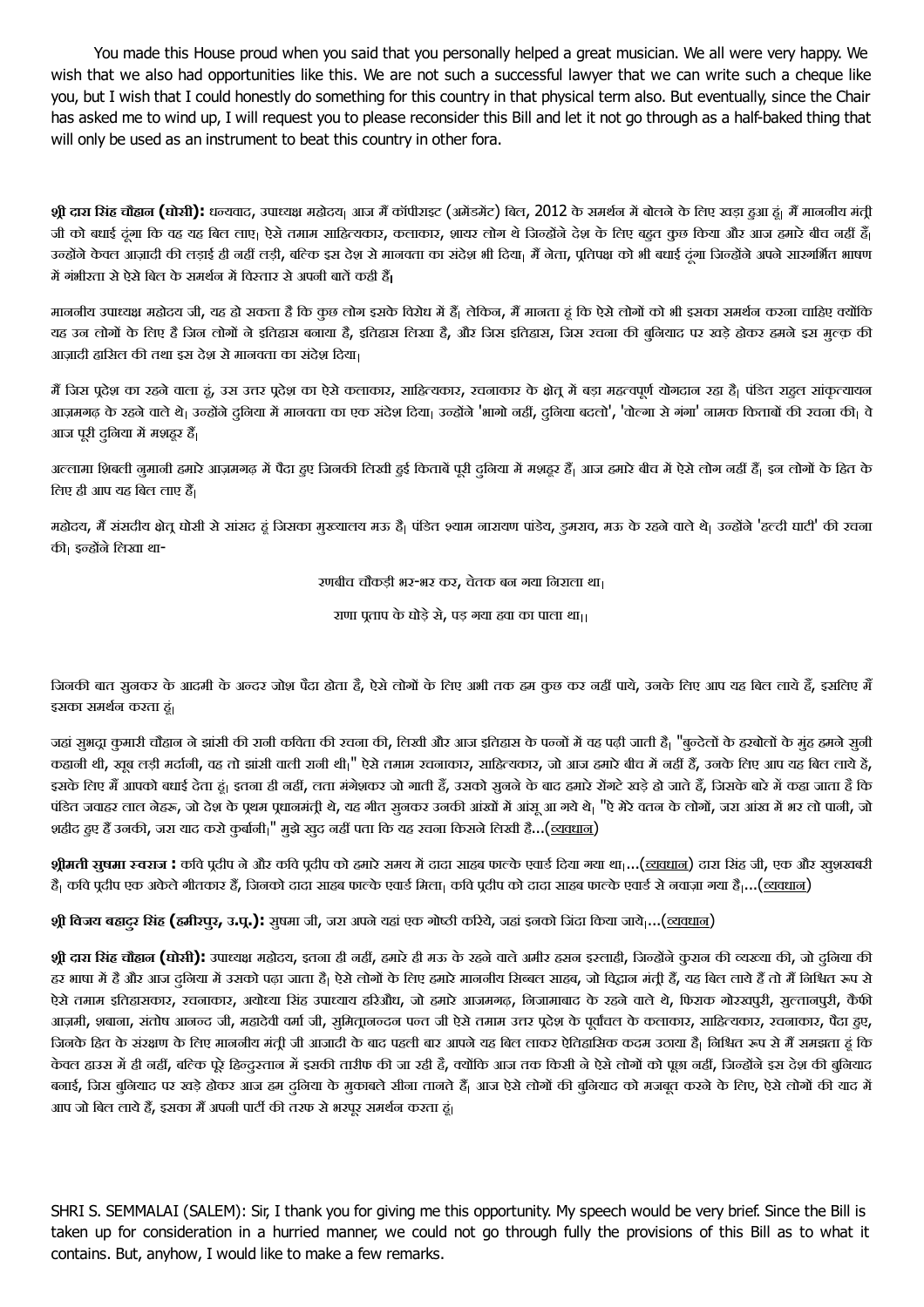You made this House proud when you said that you personally helped a great musician. We all were very happy. We wish that we also had opportunities like this. We are not such a successful lawyer that we can write such a cheque like you, but I wish that I could honestly do something for this country in that physical term also. But eventually, since the Chair has asked me to wind up, I will request you to please reconsider this Bill and let it not go through as a half-baked thing that will only be used as an instrument to beat this country in other fora.

**श्री दारा सिंह चौहान (घोसी):** धन्यवाद, उपाध्यक्ष महोदय। आज मैं कॉपीराइट (अमेंडमेंट) बिल, 2012 के समर्थन में बोलने के लिए खड़ा हुआ हूं। मैं माननीय मंत्री जी को बधाई दूंगा कि वह यह बिल लाए। ऐसे तमाम साहित्यकार, कलाकार, शायर लोग थे जिन्होंने देश के लिए बहुत कुछ किया और आज हमारे बीच नहीं हैं। उन्होंने केवल आज़ादी की लड़ाई ही नहीं लड़ी, बल्कि इस देश से मानवता का संदेश भी दिया। मैं नेता, प्रतिपक्ष को भी बधाई दूंगा जिन्होंने अपने सारगर्भित भाषण में गंभीरता से ऐसे बिल के समर्थन में विस्तार से अपनी बातें कही हैं।

माननीय उपाध्यक्ष महोदय जी, यह हो सकता है कि कुछ लोग इसके विरोध में हैं। लेकिन, मैं मानता हूं कि ऐसे लोगों को भी इसका समर्थन करना चाहिए क्योंकि यह उन लोगों के लिए है जिन लोगों ने इतिहास बनाया है, इतिहास लिखा है, और जिस इतिहास, जिस रचना की बुनियाद पर खड़े होकर हमने इस मुल्क की आज़ादी हासिल की तथा इस देश से मानवता का संदेश दिया।

मैं जिस प्रदेश का रहने वाला हूं, उस उत्तर प्रदेश का ऐसे कलाकार, साहित्यकार, रचनाकार के क्षेत्र में बड़ा महत्वपूर्ण योगदान रहा है। पंडित राहुल सांकृत्यायन आज़मगढ़ के रहने वाले थे। उन्होंने दुनिया में मानवता का एक संदेश दिया। उन्होंने 'भागो नहीं, दुनिया बदलो', 'वोल्गा से गंगा' नामक किताबों की रचना की। वे आज पूरी दुनिया में मशहूर हैं।

अल्लामा शिबली नुमानी हमारे आज़मगढ़ में पैदा हुए जिनकी लिखी हुई किताबें पूरी दुनिया में मशहूर हैं। आज हमारे बीच में ऐसे लोग नहीं हैं। इन लोगों के हित के लिए ही आप यह बिल लाए हैं।

महोदय, मैं संसदीय क्षेत्र घोसी से सांसद हूं जिसका मुख्यालय मऊ है। पंडित श्याम नारायण पांडेय, डुमराव, मऊ के रहने वाले थे। उन्होंने 'हल्दी घाटी' की रचना की। इन्होंने लिखा था-

रणबीच चौकड़ी भर-भर कर, चेतक बन गया निराला था।

राणा प्रताप के घोड़े से, पड़ गया हवा का पाला था।।

जिनकी बात सुनकर के आदमी के अन्दर जोश पैदा होता है, ऐसे लोगों के लिए अभी तक हम कुछ कर नहीं पाये, उनके लिए आप यह बिल लाये हैं, इसलिए मैं इसका समर्थन करता हूं।

जहां सुभद्रा कुमारी चौहान ने झांसी की रानी कविता की रचना की, लिखी और आज इतिहास के पन्नों में वह पढ़ी जाती है। "बुन्देलों के हरबोलों के मुंह हमने सुनी कहानी थी, खूब लड़ी मर्दानी, वह तो झांसी वाली रानी थी।" ऐसे तमाम रचनाकार, साहित्यकार, जो आज हमारे बीच में नहीं हैं, उनके लिए आप यह बिल लाये हैं, इसके लिए मैं आपको बधाई देता हूं। इतना ही नहीं, लता मंगेशकर जो गाती हैं, उसको सुनने के बाद हमारे रोंगटे खड़े हो जाते हैं, जिसके बारे में कहा जाता है कि पंडित जवाहर लाल नेहरू, जो देश के प्रथम प्रधानमंत्री थे, यह गीत सुनकर उनकी आंखों में आंसू आ गये थे। "ऐ मेरे वतन के लोगों, जरा आंख में भर लो पानी, जो शहीद हुए हैं उनकी, जरा याद करो कुर्बानी।" मुझे खुद नहीं पता कि यह रचना किसने लिखी है...(व्यवधान)

**श्रीमती सुषमा स्वराज :** कवि प्रदीप ने और कवि प्रदीप को हमारे समय में दादा साहब फाल्के एवार्ड दिया गया था।...(व्यवधान) दारा सिंह जी, एक और खुशखबरी है। कवि प्रदीप एक अकेले गीतकार हैं, जिनको दादा साहब फाल्के एवार्ड मिला। कवि प्रदीप को दादा साहब फाल्के एवार्ड से नवाज़ा गया है।...(व्यवधान)

**श्री विजय बहादुर सिंह (हमीरपुर, उ.प्र.):** सुषमा जी, जरा अपने यहां एक गोष्ठी करिये, जहां इनको जिंदा किया जाये।...(व्यवधान)

**श्री दारा सिंह चौहान (घोसी):** उपाध्यक्ष महोदय, इतना ही नहीं, हमारे ही मऊ के रहने वाले अमीर हसन इस्लाही, जिन्होंने कुरान की व्यख्या की, जो दुनिया की हर भाषा में है और आज दुनिया में उसको पढ़ा जाता है। ऐसे लोगों के लिए हमारे माननीय सिब्बल साहब, जो विद्वान मंत्री हैं, यह बिल लाये हैं तो मैं निश्चित रूप से ऐसे तमाम इतिहासकार, रचनाकार, अयोध्या सिंह उपाध्याय हरिऔध, जो हमारे आजमगढ़, निजामाबाद के रहने वाले थे, फिराक गोरखपुरी, सुल्तानपुरी, कैफी आज़मी, शबाना, संतोष आनन्द जी, महादेवी वर्मा जी, सुमित्रानन्दन पन्त जी ऐसे तमाम उत्तर प्रदेश के पूर्वांचल के कलाकार, साहित्यकार, रचनाकार, पैदा हुए, जिनके हित के संरक्षण के लिए माननीय मंत्री जी आजादी के बाद पहली बार आपने यह बिल लाकर ऐतिहासिक कदम उठाया है। निश्चित रूप से मैं समझता हूं कि केवल हाउस में ही नहीं, बल्कि पूरे हिन्दुस्तान में इसकी तारीफ की जा रही है, क्योंकि आज तक किसी ने ऐसे लोगों को पूछा नहीं, जिन्होंने इस देश की बुनियाद बनाई, जिस बुनियाद पर खड़े होकर आज हम दुनिया के मुकाबले सीना तानते हैं। आज ऐसे लोगों की बुनियाद को मजबूत करने के लिए, ऐसे लोगों की याद में आप जो बिल लाये हैं, इसका मैं अपनी पार्टी की तरफ से भरपूर समर्थन करता हूं।

SHRI S. SEMMALAI (SALEM): Sir, I thank you for giving me this opportunity. My speech would be very brief. Since the Bill is taken up for consideration in a hurried manner, we could not go through fully the provisions of this Bill as to what it contains. But, anyhow, I would like to make a few remarks.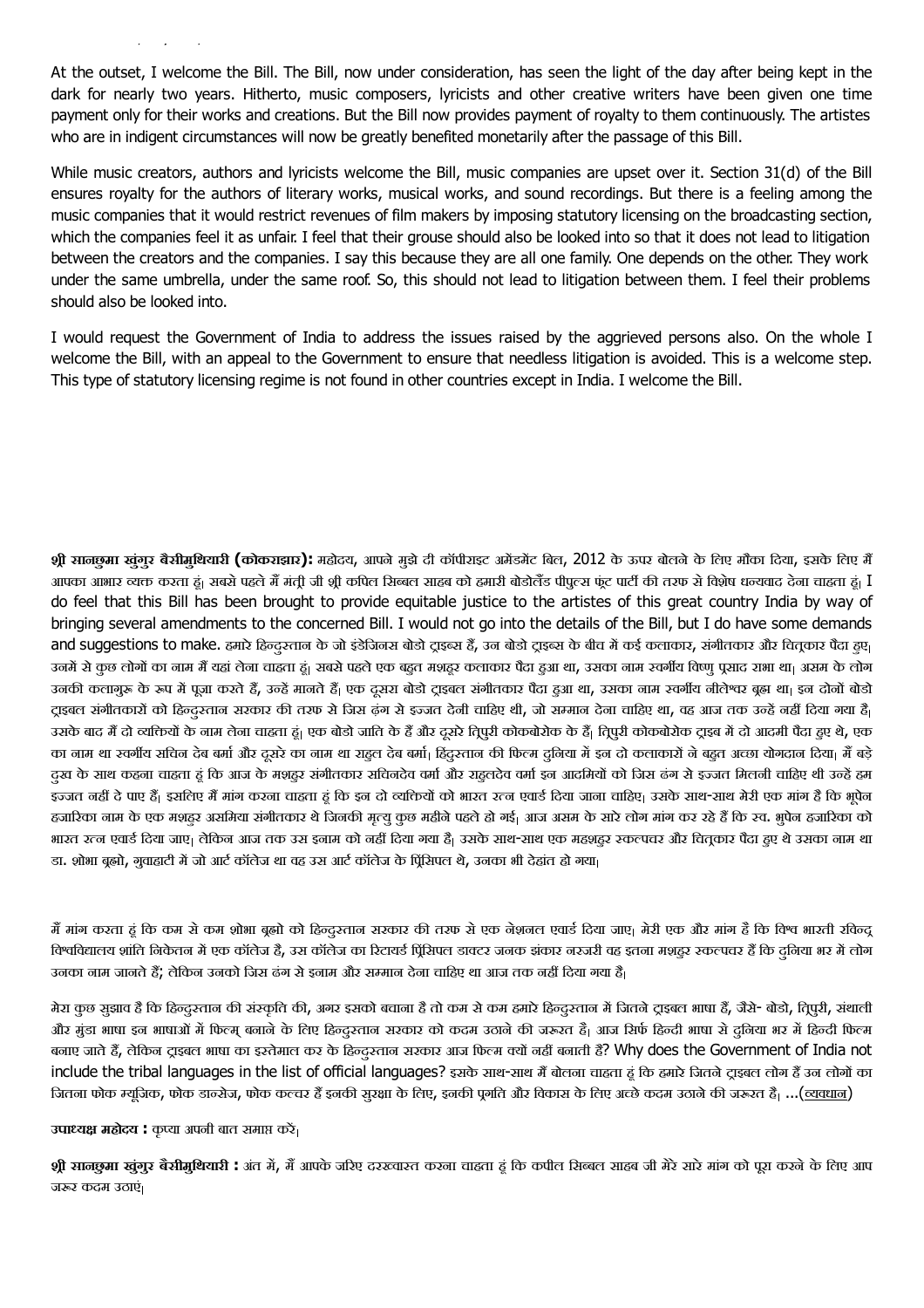At the outset, I welcome the Bill. The Bill, now under consideration, has seen the light of the day after being kept in the dark for nearly two years. Hitherto, music composers, lyricists and other creative writers have been given one time payment only for their works and creations. But the Bill now provides payment of royalty to them continuously. The artistes who are in indigent circumstances will now be greatly benefited monetarily after the passage of this Bill.

While music creators, authors and lyricists welcome the Bill, music companies are upset over it. Section 31(d) of the Bill ensures royalty for the authors of literary works, musical works, and sound recordings. But there is a feeling among the music companies that it would restrict revenues of film makers by imposing statutory licensing on the broadcasting section, which the companies feel it as unfair. I feel that their grouse should also be looked into so that it does not lead to litigation between the creators and the companies. I say this because they are all one family. One depends on the other. They work under the same umbrella, under the same roof. So, this should not lead to litigation between them. I feel their problems should also be looked into.

I would request the Government of India to address the issues raised by the aggrieved persons also. On the whole I welcome the Bill, with an appeal to the Government to ensure that needless litigation is avoided. This is a welcome step. This type of statutory licensing regime is not found in other countries except in India. I welcome the Bill.

**श्री सानछुमा खुंगुर बैसीमुथियारी (कोकराझार):** महोदय, आपने मुझे दी कॉपीराइट अमेंडमेंट बिल, 2012 के ऊपर बोलने के लिए मौका दिया, इसके लिए मैं आपका आभार व्यक्त करता हूं। सबसे पहले मैं मंत्री जी श्री कपिल सिब्बल साहब को हमारी बोडोलैंड पीपुल्स फ्रंट पार्टी की तरफ से विशेष धन्यवाद देना चाहता हूं। I do feel that this Bill has been brought to provide equitable justice to the artistes of this great country India by way of bringing several amendments to the concerned Bill. I would not go into the details of the Bill, but I do have some demands and suggestions to make. हमारे हिन्दुस्तान के जो इंडेजिनस बोडो ट्राइब्स हैं, उन बोडो ट्राइब्स के बीच में कई कलाकार, संगीतकार और चित्रकार पैदा हुए, उनमें से कुछ लोगों का नाम मैं यहां लेना चाहता हूं। सबसे पहले एक बहुत मशहूर कलाकार पैदा हुआ था, उसका नाम स्वर्गीय विष्णु प्रसाद राभा था। असम के लोग उनकी कलागुरू के रूप में पूजा करते हैं, उन्हें मानते हैं। एक दूसरा बोडो ट्राइबल संगीतकार पैदा हुआ था, उसका नाम स्वर्गीय नीलेश्वर ब्रह्म था। इन दोनों बोडो ट्राइबल संगीतकारों को हिन्दुस्तान सरकार की तरफ से जिस ढंग से इज्जत देनी चाहिए थी, जो सम्मान देना चाहिए था, वह आज तक उन्हें नहीं दिया गया है। उसके बाद मैं दो व्यक्तियों के नाम लेना चाहता हूं। एक बोडो जाति के हैं और दूसरे त्रिपुरी कोकबोरोक के हैं। त्रिपुरी कोकबोरोक ट्राइब में दो आदमी पैदा हुए थे, एक का नाम था स्वर्गीय सचिन देव बर्मा और दूसरे का नाम था राहुल देव बर्मा। हिंदुस्तान की फिल्म दुनिया में इन दो कलाकारों ने बहुत अच्छा योगदान दिया। मैं बड़े दुख के साथ कहना चाहता हूं कि आज के मशहुर संगीतकार सचिनदेव वर्मा और राहुलदेव वर्मा इन आदमियों को जिस ढंग से इज्जत मिलनी चाहिए थी उन्हें हम इज्जत नहीं दे पाए हैं। इसलिए मैं मांग करना चाहता हूं कि इन दो व्यक्तियों को भारत रत्न एवार्ड दिया जाना चाहिए। उसके साथ-साथ मेरी एक मांग है कि भूपेन हजारिका नाम के एक मशहुर असमिया संगीतकार थे जिनकी मृत्यु कुछ महीने पहले हो गई। आज असम के सारे लोग मांग कर रहे हैं कि स्व. भुपेन हजारिका को भारत रत्न एवार्ड दिया जाए। लेकिन आज तक उस इनाम को नहीं दिया गया है। उसके साथ-साथ एक महशहुर स्कल्पचर और चित्रकार पैदा हुए थे उसका नाम था डा. शोभा ब्रह्मो, गुवाहाटी में जो आर्ट कॉलेज था वह उस आर्ट कॉलेज के प्रिंसिपल थे, उनका भी देहांत हो गया।

मैं मांग करता हूं कि कम से कम शोभा ब्रह्मो को हिन्दुस्तान सरकार की तरफ से एक नेशनल एवार्ड दिया जाए। मेरी एक और मांग है कि विश्व भारती रविन्द्र विश्वविद्यालय शांति निकेतन में एक कॉलेज है, उस कॉलेज का रिटायर्ड प्रिंसिपल डाक्टर जनक झंकार नरजरी वह इतना मशहुर स्कल्पचर हैं कि दुनिया भर में लोग उनका नाम जानते हैं; लेकिन उनको जिस ढंग से इनाम और सम्मान देना चाहिए था आज तक नहीं दिया गया है।

मेरा कुछ सुझाव है कि हिन्दुस्तान की संस्कृति की, अगर इसको बचाना है तो कम से कम हमारे हिन्दुस्तान में जितने ट्राइबल भाषा हैं, जैसे- बोडो, त्रिपुरी, संथाली और मुंडा भाषा इन भाषाओं में फिल्म् बनाने के लिए हिन्दुस्तान सरकार को कदम उठाने की जरूरत है। आज सिर्फ हिन्दी भाषा से दुनिया भर में हिन्दी फिल्म बनाए जाते हैं, लेकिन ट्राइबल भाषा का इस्तेमाल कर के हिन्दुस्तान सरकार आज फिल्म क्यों नहीं बनाती है? Why does the Government of India not include the tribal languages in the list of official languages? इसके साथ-साथ मैं बोलना चाहता हूं कि हमारे जितने ट्राइबल लोग हैं उन लोगों का जितना फोक म्यूजिक, फोक डान्सेज, फोक कल्चर हैं इनकी सुरक्षा के लिए, इनकी प्रगति और विकास के लिए अच्छे कदम उठाने की जरूरत है। ...(व्यवधान)

**उपाध्यक्ष महोदय :** कृप्या अपनी बात समाप्त करें।

**श्री सानछुमा खुंगुर बैसीमुथियारी :** अंत में, मैं आपके जरिए दरख्वास्त करना चाहता हूं कि कपील सिब्बल साहब जी मेरे सारे मांग को पूरा करने के लिए आप जरूर कदम उठाएं।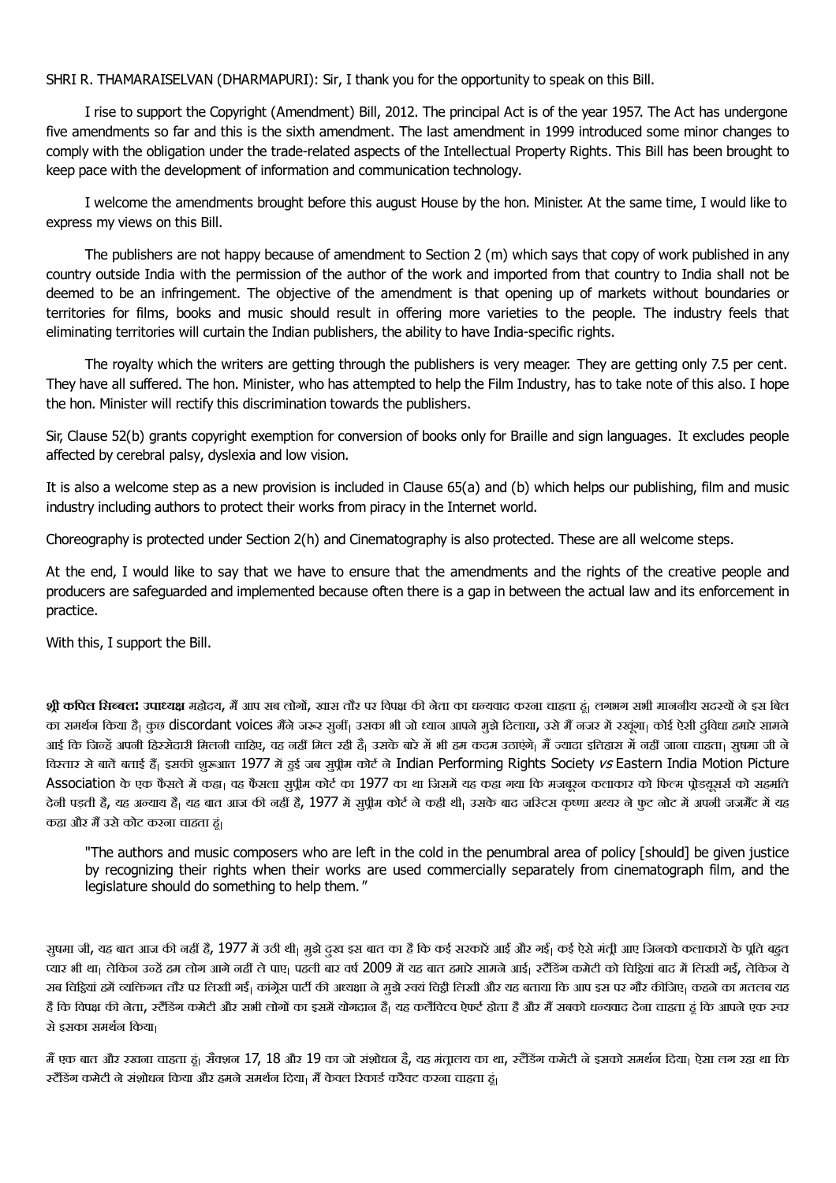SHRI R. THAMARAISELVAN (DHARMAPURI): Sir, I thank you for the opportunity to speak on this Bill.

I rise to support the Copyright (Amendment) Bill, 2012. The principal Act is of the year 1957. The Act has undergone five amendments so far and this is the sixth amendment. The last amendment in 1999 introduced some minor changes to comply with the obligation under the trade-related aspects of the Intellectual Property Rights. This Bill has been brought to keep pace with the development of information and communication technology.

I welcome the amendments brought before this august House by the hon. Minister. At the same time, I would like to express my views on this Bill.

The publishers are not happy because of amendment to Section 2 (m) which says that copy of work published in any country outside India with the permission of the author of the work and imported from that country to India shall not be deemed to be an infringement. The objective of the amendment is that opening up of markets without boundaries or territories for films, books and music should result in offering more varieties to the people. The industry feels that eliminating territories will curtain the Indian publishers, the ability to have India-specific rights.

The royalty which the writers are getting through the publishers is very meager. They are getting only 7.5 per cent. They have all suffered. The hon. Minister, who has attempted to help the Film Industry, has to take note of this also. I hope the hon. Minister will rectify this discrimination towards the publishers.

Sir, Clause 52(b) grants copyright exemption for conversion of books only for Braille and sign languages. It excludes people affected by cerebral palsy, dyslexia and low vision.

It is also a welcome step as a new provision is included in Clause 65(a) and (b) which helps our publishing, film and music industry including authors to protect their works from piracy in the Internet world.

Choreography is protected under Section 2(h) and Cinematography is also protected. These are all welcome steps.

At the end, I would like to say that we have to ensure that the amendments and the rights of the creative people and producers are safeguarded and implemented because often there is a gap in between the actual law and its enforcement in practice.

With this, I support the Bill.

**श्री कपिल सिब्बल: उपाध्यक्ष** महोदय, मैं आप सब लोगों, खास तौर पर विपक्ष की नेता का धन्यवाद करना चाहता हूं। लगभग सभी माननीय सदस्यों ने इस बिल का समर्थन किया है। कुछ discordant voices मैंने जरूर सुनीं। उसका भी जो ध्यान आपने मुझे दिलाया, उसे मैं नजर में रखूंगा। कोई ऐसी दुविधा हमारे सामने आई कि जिन्हें अपनी हिस्सेदारी मिलनी चाहिए, वह नहीं मिल रही है। उसके बारे में भी हम कदम उठाएंगे। मैं ज्यादा इतिहास में नहीं जाना चाहता। सुषमा जी ने विस्तार से बातें बताई हैं। इसकी शुरूआत 1977 में हुई जब सुप्रीम कोर्ट ने Indian Performing Rights Society *vs* Eastern India Motion Picture Association के एक फैसले में कहा। वह फैसला सुप्रीम कोर्ट का 1977 का था जिसमें यह कहा गया कि मजबूरन कलाकार को फिल्म प्रोड्यूसर्स को सहमति देनी पड़ती है, यह अन्याय है। यह बात आज की नहीं है, 1977 में सुप्रीम कोर्ट ने कही थी। उसके बाद जस्टिस कृष्णा अय्यर ने फुट नोट में अपनी जजमैंट में यह कहा और मैं उसे कोट करना चाहता हूं।

> "The authors and music composers who are left in the cold in the penumbral area of policy [should] be given justice by recognizing their rights when their works are used commercially separately from cinematograph film, and the legislature should do something to help them."

सुषमा जी, यह बात आज की नहीं है, 1977 में उठी थी। मुझे दुख इस बात का है कि कई सरकारें आईं और गईं। कई ऐसे मंत्री आए जिनको कलाकारों के प्रति बहुत प्यार भी था। लेकिन उन्हें हम लोग आगे नहीं ले पाए। पहली बार वर्ष 2009 में यह बात हमारे सामने आई। स्टैंडिंग कमेटी को चिट्ठियां बाद में लिखी गईं, लेकिन ये सब चिट्ठियां हमें व्यक्तिगत तौर पर लिखी गईं। कांग्रेस पार्टी की अध्यक्षा ने मुझे स्वयं चिट्ठी लिखी और यह बताया कि आप इस पर गौर कीजिए। कहने का मतलब यह है कि विपक्ष की नेता, स्टैंडिंग कमेटी और सभी लोगों का इसमें योगदान है। यह कलैक्टिव ऐफर्ट होता है और मैं सबको धन्यवाद देना चाहता हूं कि आपने एक स्वर से इसका समर्थन किया।

मैं एक बात और रखना चाहता हूं। सैक्शन 17, 18 और 19 का जो संशोधन है, यह मंत्रालय का था, स्टैंडिंग कमेटी ने इसको समर्थन दिया। ऐसा लग रहा था कि स्टैंडिंग कमेटी ने संशोधन किया और हमने समर्थन दिया। मैं केवल रिकार्ड करैक्ट करना चाहता हूं।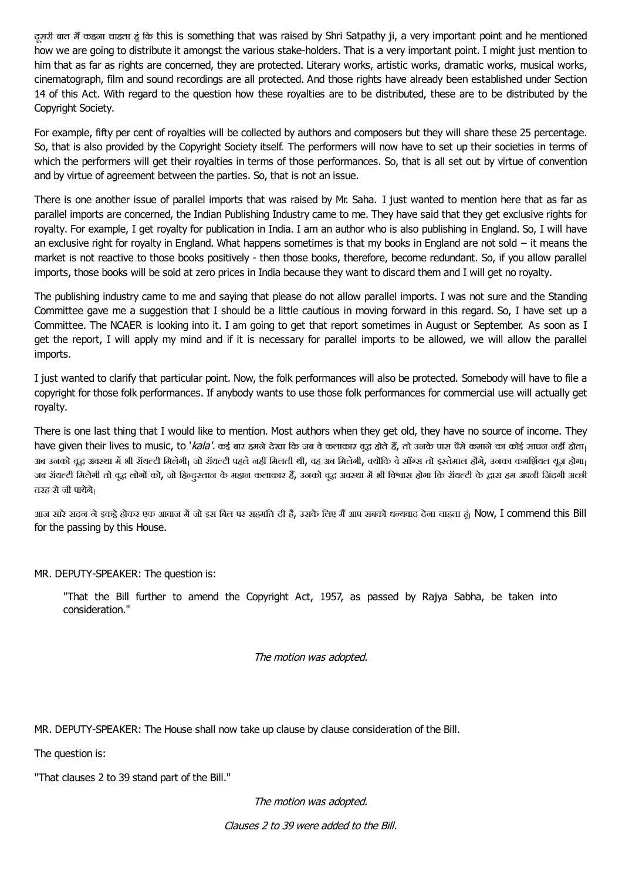दूसरी बात मैं कहना चाहता हूं कि this is something that was raised by Shri Satpathy ji, a very important point and he mentioned how we are going to distribute it amongst the various stake-holders. That is a very important point. I might just mention to him that as far as rights are concerned, they are protected. Literary works, artistic works, dramatic works, musical works, cinematograph, film and sound recordings are all protected. And those rights have already been established under Section 14 of this Act. With regard to the question how these royalties are to be distributed, these are to be distributed by the Copyright Society.

For example, fifty per cent of royalties will be collected by authors and composers but they will share these 25 percentage. So, that is also provided by the Copyright Society itself. The performers will now have to set up their societies in terms of which the performers will get their royalties in terms of those performances. So, that is all set out by virtue of convention and by virtue of agreement between the parties. So, that is not an issue.

There is one another issue of parallel imports that was raised by Mr. Saha. I just wanted to mention here that as far as parallel imports are concerned, the Indian Publishing Industry came to me. They have said that they get exclusive rights for royalty. For example, I get royalty for publication in India. I am an author who is also publishing in England. So, I will have an exclusive right for royalty in England. What happens sometimes is that my books in England are not sold – it means the market is not reactive to those books positively - then those books, therefore, become redundant. So, if you allow parallel imports, those books will be sold at zero prices in India because they want to discard them and I will get no royalty.

The publishing industry came to me and saying that please do not allow parallel imports. I was not sure and the Standing Committee gave me a suggestion that I should be a little cautious in moving forward in this regard. So, I have set up a Committee. The NCAER is looking into it. I am going to get that report sometimes in August or September. As soon as I get the report, I will apply my mind and if it is necessary for parallel imports to be allowed, we will allow the parallel imports.

I just wanted to clarify that particular point. Now, the folk performances will also be protected. Somebody will have to file a copyright for those folk performances. If anybody wants to use those folk performances for commercial use will actually get royalty.

There is one last thing that I would like to mention. Most authors when they get old, they have no source of income. They have given their lives to music, to '*kala'*. कई बार हमने देखा कि जब वे कलाकार वृद्ध होते हैं, तो उनके पास पैसे कमाने का कोई साधन नहीं होता। अब उनको वृद्ध अवस्था में भी रॉयल्टी मिलेगी। जो रॉयल्टी पहले नहीं मिलती थी, वह अब मिलेगी, क्योंकि वे सॉंग्स तो इस्तेमाल होंगे, उनका कमर्शियल यूज़ होगा। जब रॉयल्टी मिलेगी तो वृद्ध लोगों को, जो हिन्दुस्तान के महान कलाकार हैं, उनको वृद्ध अवस्था में भी विश्वास होगा कि रॉयल्टी के द्वारा हम अपनी जिंदगी अच्छी तरह से जी पायेंगे।

आज सारे सदन ने इकट्ठे होकर एक आवाज में जो इस बिल पर सहमति दी है, उसके लिए मैं आप सबको धन्यवाद देना चाहता हूं। Now, I commend this Bill for the passing by this House.

MR. DEPUTY-SPEAKER: The question is:

> "That the Bill further to amend the Copyright Act, 1957, as passed by Rajya Sabha, be taken into consideration."

*The motion was adopted.*

MR. DEPUTY-SPEAKER: The House shall now take up clause by clause consideration of the Bill.

The question is:

"That clauses 2 to 39 stand part of the Bill."

*The motion was adopted.*

*Clauses 2 to 39 were added to the Bill.*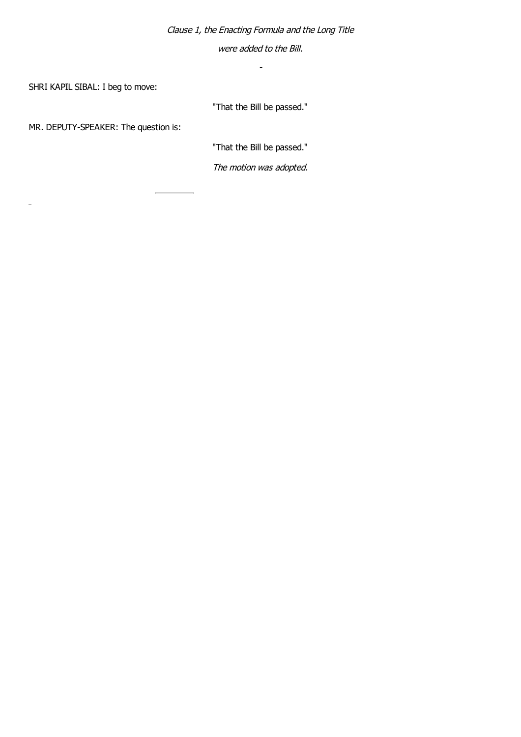*Clause 1, the Enacting Formula and the Long Title*

*were added to the Bill.*

SHRI KAPIL SIBAL: I beg to move:

"That the Bill be passed."

MR. DEPUTY-SPEAKER: The question is:

"That the Bill be passed."

*The motion was adopted.*